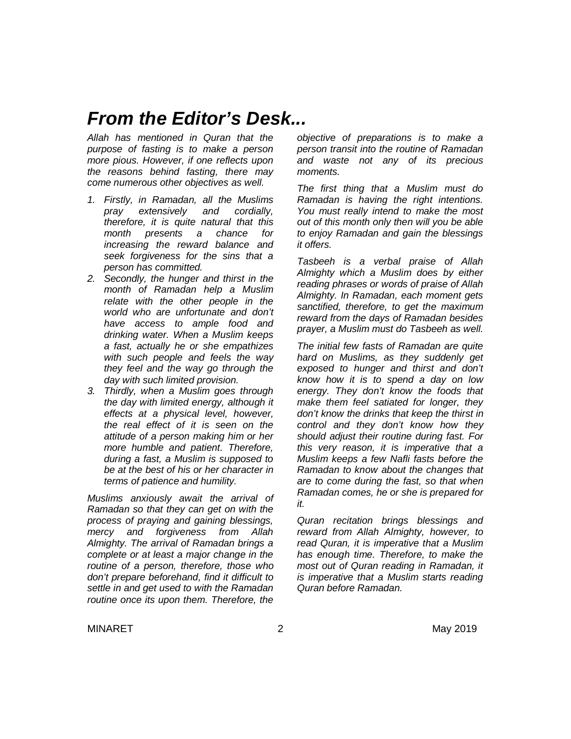# *From the Editor's Desk...*

*Allah has mentioned in Quran that the purpose of fasting is to make a person more pious. However, if one reflects upon the reasons behind fasting, there may come numerous other objectives as well.*

1. *Firstly, in Ramadan, all the Muslims pray extensively and cordially, therefore, it is quite natural that this month presents a chance for increasing the reward balance and seek forgiveness for the sins that a person has committed.*
2. *Secondly, the hunger and thirst in the month of Ramadan help a Muslim relate with the other people in the world who are unfortunate and don't have access to ample food and drinking water. When a Muslim keeps a fast, actually he or she empathizes with such people and feels the way they feel and the way go through the day with such limited provision.*
3. *Thirdly, when a Muslim goes through the day with limited energy, although it effects at a physical level, however, the real effect of it is seen on the attitude of a person making him or her more humble and patient. Therefore, during a fast, a Muslim is supposed to be at the best of his or her character in terms of patience and humility.*

*Muslims anxiously await the arrival of Ramadan so that they can get on with the process of praying and gaining blessings, mercy and forgiveness from Allah Almighty. The arrival of Ramadan brings a complete or at least a major change in the routine of a person, therefore, those who don't prepare beforehand, find it difficult to settle in and get used to with the Ramadan routine once its upon them. Therefore, the objective of preparations is to make a person transit into the routine of Ramadan and waste not any of its precious moments.*

*The first thing that a Muslim must do Ramadan is having the right intentions. You must really intend to make the most out of this month only then will you be able to enjoy Ramadan and gain the blessings it offers.*

*Tasbeeh is a verbal praise of Allah Almighty which a Muslim does by either reading phrases or words of praise of Allah Almighty. In Ramadan, each moment gets sanctified, therefore, to get the maximum reward from the days of Ramadan besides prayer, a Muslim must do Tasbeeh as well.*

*The initial few fasts of Ramadan are quite hard on Muslims, as they suddenly get exposed to hunger and thirst and don't know how it is to spend a day on low energy. They don't know the foods that make them feel satiated for longer, they don't know the drinks that keep the thirst in control and they don't know how they should adjust their routine during fast. For this very reason, it is imperative that a Muslim keeps a few Nafli fasts before the Ramadan to know about the changes that are to come during the fast, so that when Ramadan comes, he or she is prepared for it.*

*Quran recitation brings blessings and reward from Allah Almighty, however, to read Quran, it is imperative that a Muslim has enough time. Therefore, to make the most out of Quran reading in Ramadan, it is imperative that a Muslim starts reading Quran before Ramadan.*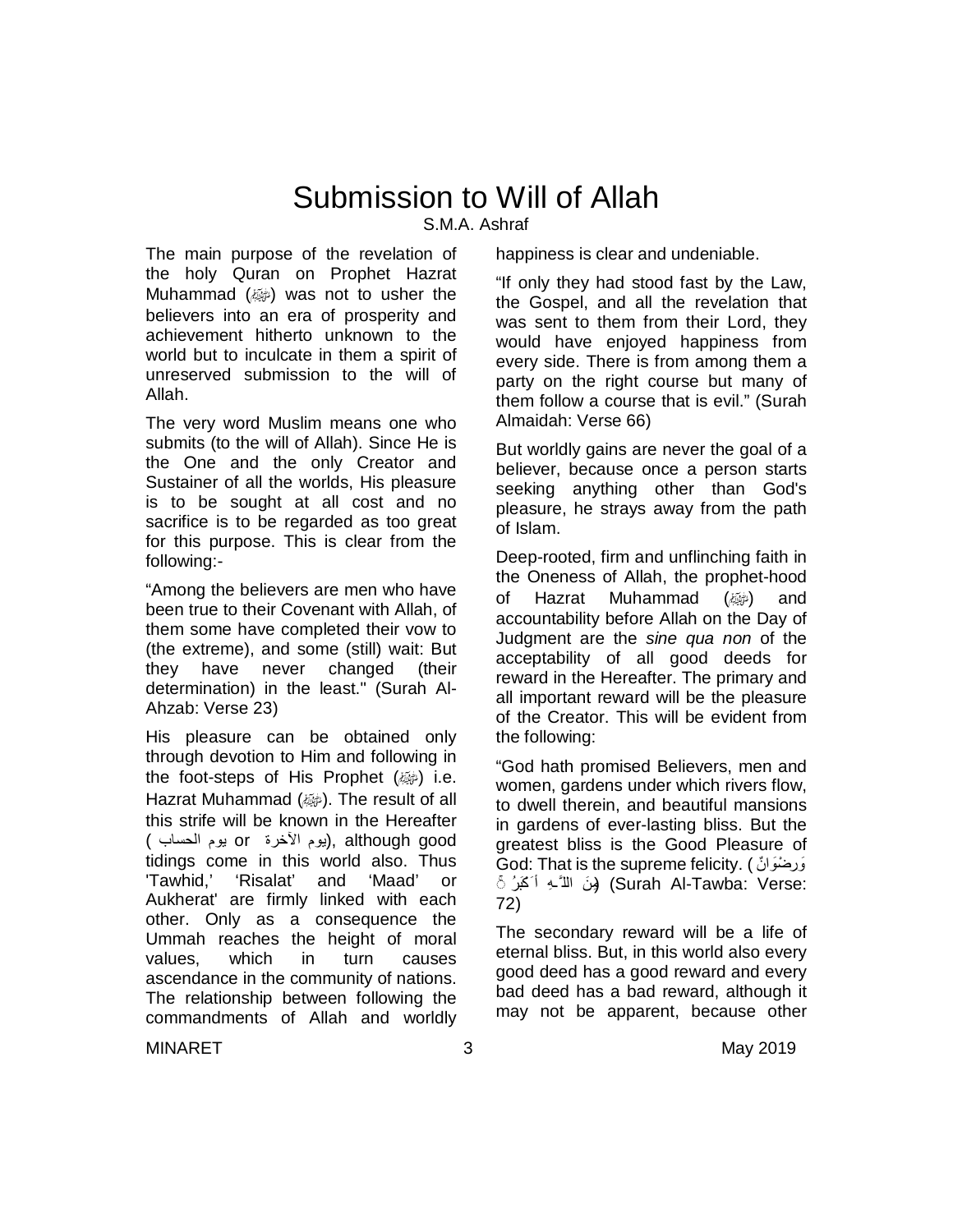# Submission to Will of Allah

S.M.A. Ashraf

The main purpose of the revelation of the holy Quran on Prophet Hazrat Muhammad (ﷺ) was not to usher the believers into an era of prosperity and achievement hitherto unknown to the world but to inculcate in them a spirit of unreserved submission to the will of Allah.

The very word Muslim means one who submits (to the will of Allah). Since He is the One and the only Creator and Sustainer of all the worlds, His pleasure is to be sought at all cost and no sacrifice is to be regarded as too great for this purpose. This is clear from the following:-

"Among the believers are men who have been true to their Covenant with Allah, of them some have completed their vow to (the extreme), and some (still) wait: But they have never changed (their determination) in the least." (Surah Al-Ahzab: Verse 23)

His pleasure can be obtained only through devotion to Him and following in the foot-steps of His Prophet (ﷺ) i.e. Hazrat Muhammad (ﷺ). The result of all this strife will be known in the Hereafter (يوم الحساب or يوم الآخرة), although good tidings come in this world also. Thus 'Tawhid,' 'Risalat' and 'Maad' or Aukherat' are firmly linked with each other. Only as a consequence the Ummah reaches the height of moral values, which in turn causes ascendance in the community of nations. The relationship between following the commandments of Allah and worldly happiness is clear and undeniable.

"If only they had stood fast by the Law, the Gospel, and all the revelation that was sent to them from their Lord, they would have enjoyed happiness from every side. There is from among them a party on the right course but many of them follow a course that is evil." (Surah Almaidah: Verse 66)

But worldly gains are never the goal of a believer, because once a person starts seeking anything other than God's pleasure, he strays away from the path of Islam.

Deep-rooted, firm and unflinching faith in the Oneness of Allah, the prophet-hood of Hazrat Muhammad (ﷺ) and accountability before Allah on the Day of Judgment are the *sine qua non* of the acceptability of all good deeds for reward in the Hereafter. The primary and all important reward will be the pleasure of the Creator. This will be evident from the following:

"God hath promised Believers, men and women, gardens under which rivers flow, to dwell therein, and beautiful mansions in gardens of ever-lasting bliss. But the greatest bliss is the Good Pleasure of God: That is the supreme felicity. (وَرِضْوَانٌ مِّنَ اللَّـهِ أَكْبَرُ) (Surah Al-Tawba: Verse: 72)

The secondary reward will be a life of eternal bliss. But, in this world also every good deed has a good reward and every bad deed has a bad reward, although it may not be apparent, because other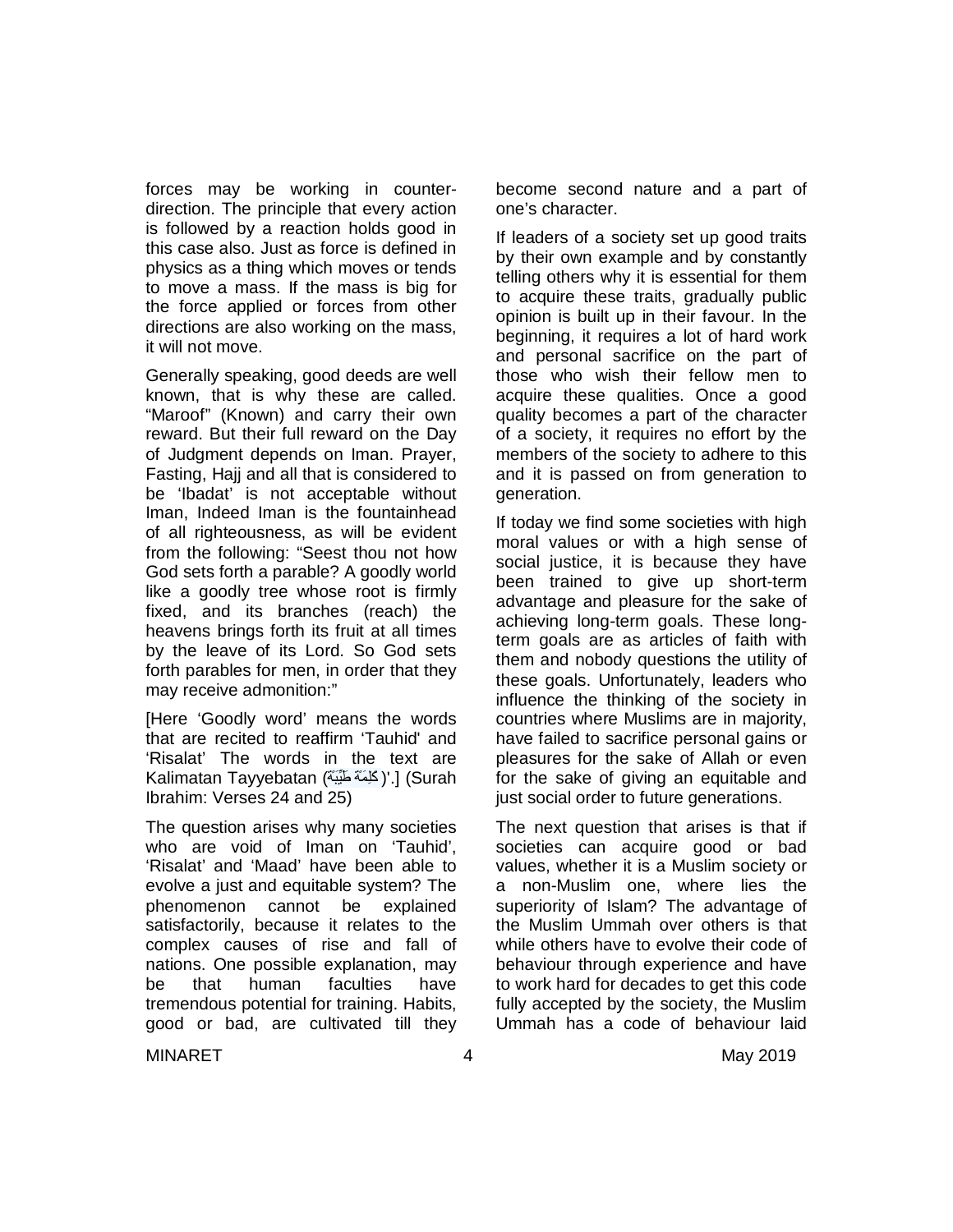forces may be working in counter-direction. The principle that every action is followed by a reaction holds good in this case also. Just as force is defined in physics as a thing which moves or tends to move a mass. If the mass is big for the force applied or forces from other directions are also working on the mass, it will not move.

Generally speaking, good deeds are well known, that is why these are called. "Maroof" (Known) and carry their own reward. But their full reward on the Day of Judgment depends on Iman. Prayer, Fasting, Hajj and all that is considered to be 'Ibadat' is not acceptable without Iman, Indeed Iman is the fountainhead of all righteousness, as will be evident from the following: "Seest thou not how God sets forth a parable? A goodly world like a goodly tree whose root is firmly fixed, and its branches (reach) the heavens brings forth its fruit at all times by the leave of its Lord. So God sets forth parables for men, in order that they may receive admonition:"

[Here 'Goodly word' means the words that are recited to reaffirm 'Tauhid' and 'Risalat' The words in the text are Kalimatan Tayyebatan (كَلِمَةً طَيِّبَةً)'.] (Surah Ibrahim: Verses 24 and 25)

The question arises why many societies who are void of Iman on 'Tauhid', 'Risalat' and 'Maad' have been able to evolve a just and equitable system? The phenomenon cannot be explained satisfactorily, because it relates to the complex causes of rise and fall of nations. One possible explanation, may be that human faculties have tremendous potential for training. Habits, good or bad, are cultivated till they become second nature and a part of one's character.

If leaders of a society set up good traits by their own example and by constantly telling others why it is essential for them to acquire these traits, gradually public opinion is built up in their favour. In the beginning, it requires a lot of hard work and personal sacrifice on the part of those who wish their fellow men to acquire these qualities. Once a good quality becomes a part of the character of a society, it requires no effort by the members of the society to adhere to this and it is passed on from generation to generation.

If today we find some societies with high moral values or with a high sense of social justice, it is because they have been trained to give up short-term advantage and pleasure for the sake of achieving long-term goals. These long-term goals are as articles of faith with them and nobody questions the utility of these goals. Unfortunately, leaders who influence the thinking of the society in countries where Muslims are in majority, have failed to sacrifice personal gains or pleasures for the sake of Allah or even for the sake of giving an equitable and just social order to future generations.

The next question that arises is that if societies can acquire good or bad values, whether it is a Muslim society or a non-Muslim one, where lies the superiority of Islam? The advantage of the Muslim Ummah over others is that while others have to evolve their code of behaviour through experience and have to work hard for decades to get this code fully accepted by the society, the Muslim Ummah has a code of behaviour laid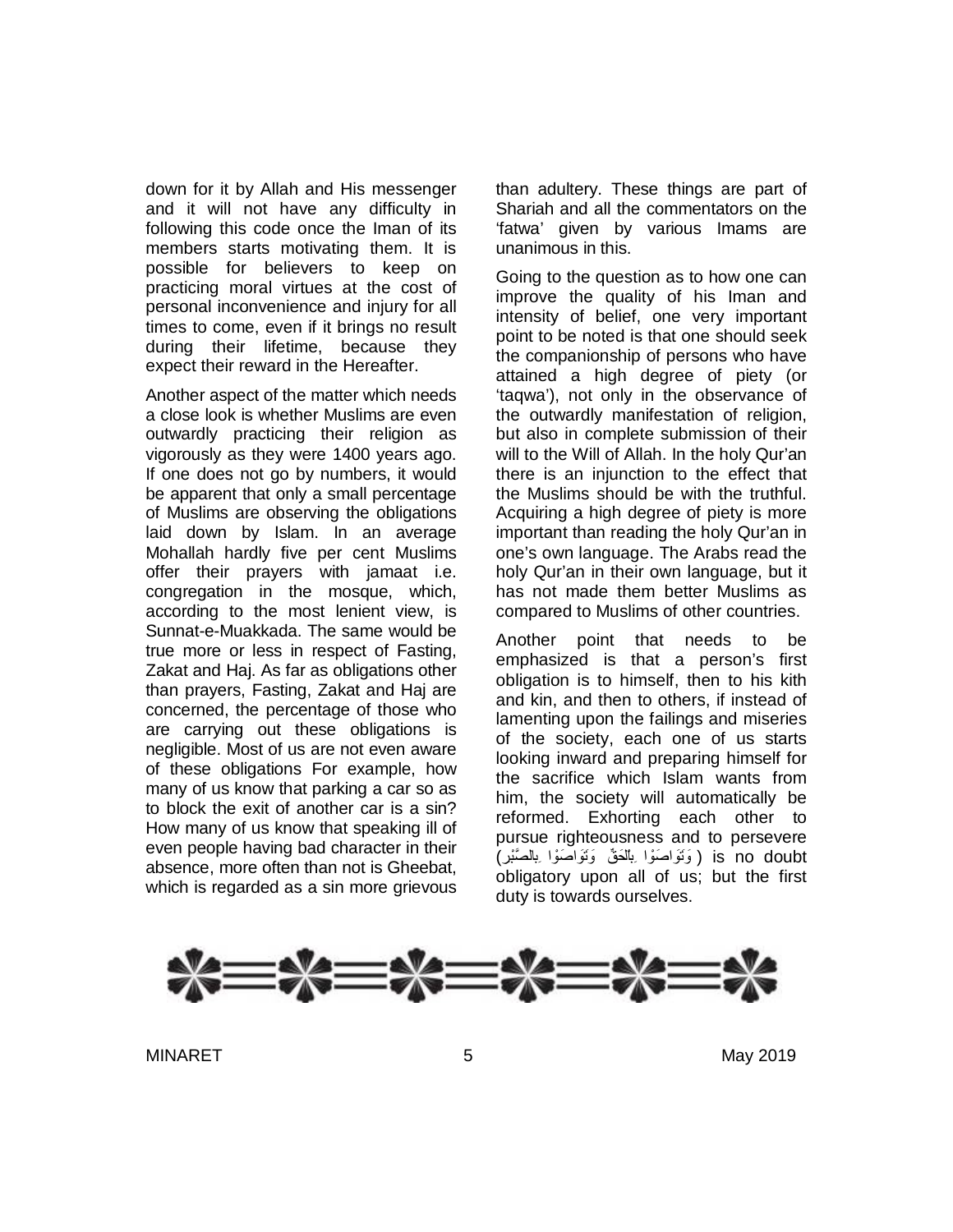down for it by Allah and His messenger and it will not have any difficulty in following this code once the Iman of its members starts motivating them. It is possible for believers to keep on practicing moral virtues at the cost of personal inconvenience and injury for all times to come, even if it brings no result during their lifetime, because they expect their reward in the Hereafter.

Another aspect of the matter which needs a close look is whether Muslims are even outwardly practicing their religion as vigorously as they were 1400 years ago. If one does not go by numbers, it would be apparent that only a small percentage of Muslims are observing the obligations laid down by Islam. In an average Mohallah hardly five per cent Muslims offer their prayers with jamaat i.e. congregation in the mosque, which, according to the most lenient view, is Sunnat-e-Muakkada. The same would be true more or less in respect of Fasting, Zakat and Haj. As far as obligations other than prayers, Fasting, Zakat and Haj are concerned, the percentage of those who are carrying out these obligations is negligible. Most of us are not even aware of these obligations For example, how many of us know that parking a car so as to block the exit of another car is a sin? How many of us know that speaking ill of even people having bad character in their absence, more often than not is Gheebat, which is regarded as a sin more grievous than adultery. These things are part of Shariah and all the commentators on the 'fatwa' given by various Imams are unanimous in this.

Going to the question as to how one can improve the quality of his Iman and intensity of belief, one very important point to be noted is that one should seek the companionship of persons who have attained a high degree of piety (or 'taqwa'), not only in the observance of the outwardly manifestation of religion, but also in complete submission of their will to the Will of Allah. In the holy Qur'an there is an injunction to the effect that the Muslims should be with the truthful. Acquiring a high degree of piety is more important than reading the holy Qur'an in one's own language. The Arabs read the holy Qur'an in their own language, but it has not made them better Muslims as compared to Muslims of other countries.

Another point that needs to be emphasized is that a person's first obligation is to himself, then to his kith and kin, and then to others, if instead of lamenting upon the failings and miseries of the society, each one of us starts looking inward and preparing himself for the sacrifice which Islam wants from him, the society will automatically be reformed. Exhorting each other to pursue righteousness and to persevere (وَتَوَاصَوْا بِالْحَقِّ وَتَوَاصَوْا بِالصَّبْرِ) is no doubt obligatory upon all of us; but the first duty is towards ourselves.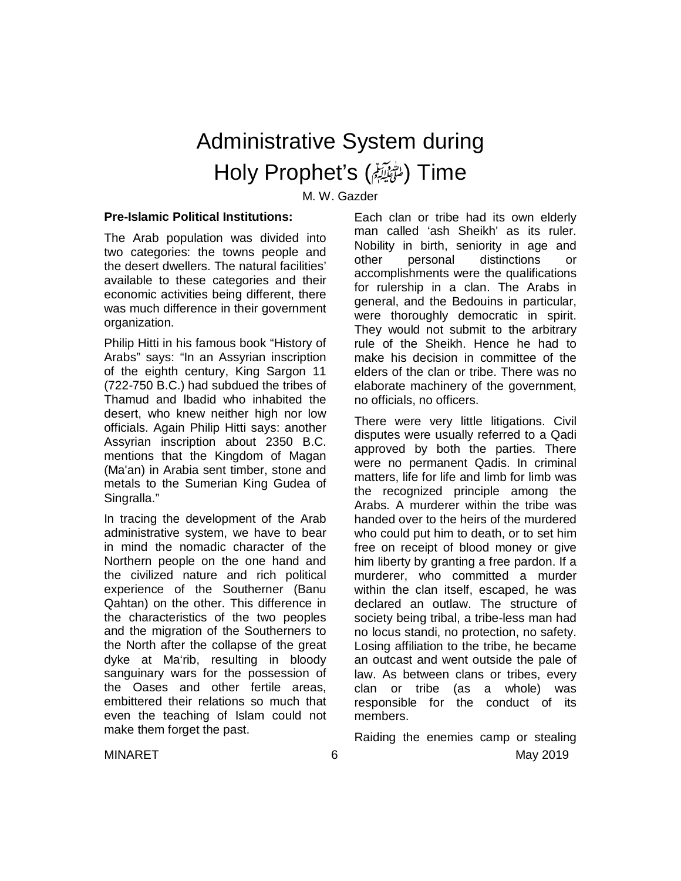# Administrative System during Holy Prophet's (ﷺ) Time

M. W. Gazder

**Pre-Islamic Political Institutions:**

The Arab population was divided into two categories: the towns people and the desert dwellers. The natural facilities' available to these categories and their economic activities being different, there was much difference in their government organization.

Philip Hitti in his famous book "History of Arabs" says: "In an Assyrian inscription of the eighth century, King Sargon 11 (722-750 B.C.) had subdued the tribes of Thamud and lbadid who inhabited the desert, who knew neither high nor low officials. Again Philip Hitti says: another Assyrian inscription about 2350 B.C. mentions that the Kingdom of Magan (Ma'an) in Arabia sent timber, stone and metals to the Sumerian King Gudea of Singralla."

In tracing the development of the Arab administrative system, we have to bear in mind the nomadic character of the Northern people on the one hand and the civilized nature and rich political experience of the Southerner (Banu Qahtan) on the other. This difference in the characteristics of the two peoples and the migration of the Southerners to the North after the collapse of the great dyke at Ma'rib, resulting in bloody sanguinary wars for the possession of the Oases and other fertile areas, embittered their relations so much that even the teaching of Islam could not make them forget the past.

Each clan or tribe had its own elderly man called 'ash Sheikh' as its ruler. Nobility in birth, seniority in age and other personal distinctions or accomplishments were the qualifications for rulership in a clan. The Arabs in general, and the Bedouins in particular, were thoroughly democratic in spirit. They would not submit to the arbitrary rule of the Sheikh. Hence he had to make his decision in committee of the elders of the clan or tribe. There was no elaborate machinery of the government, no officials, no officers.

There were very little litigations. Civil disputes were usually referred to a Qadi approved by both the parties. There were no permanent Qadis. In criminal matters, life for life and limb for limb was the recognized principle among the Arabs. A murderer within the tribe was handed over to the heirs of the murdered who could put him to death, or to set him free on receipt of blood money or give him liberty by granting a free pardon. If a murderer, who committed a murder within the clan itself, escaped, he was declared an outlaw. The structure of society being tribal, a tribe-less man had no locus standi, no protection, no safety. Losing affiliation to the tribe, he became an outcast and went outside the pale of law. As between clans or tribes, every clan or tribe (as a whole) was responsible for the conduct of its members.

Raiding the enemies camp or stealing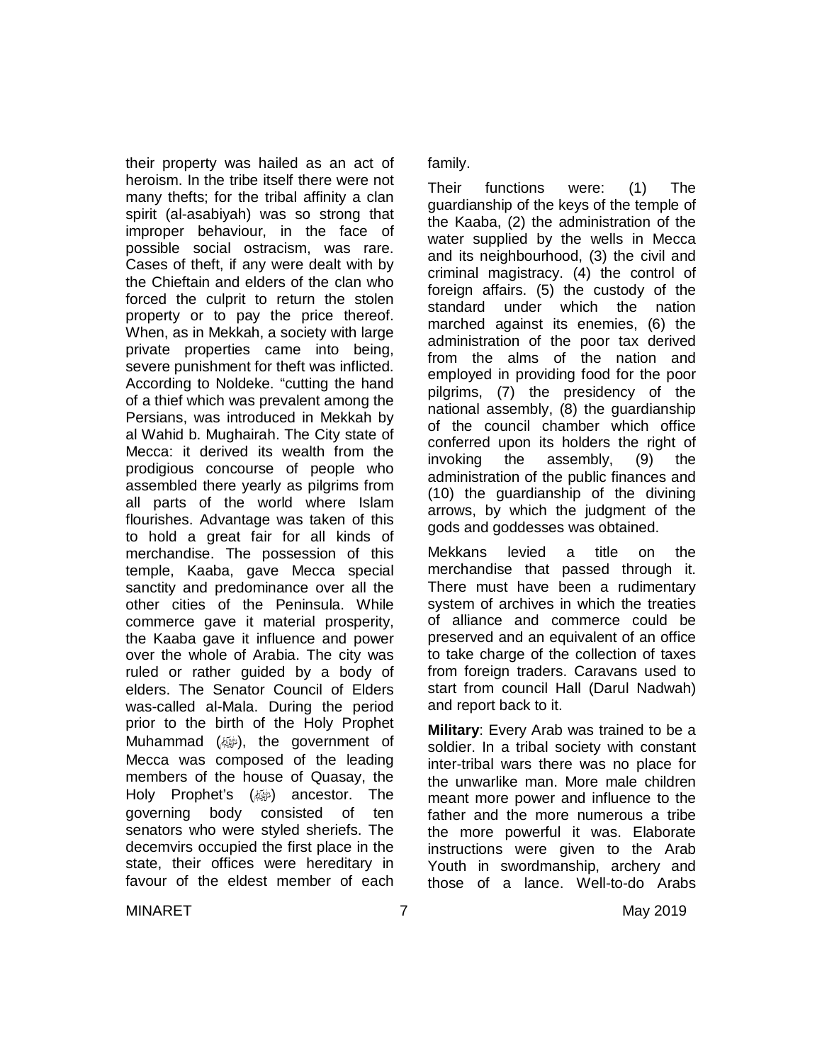their property was hailed as an act of heroism. In the tribe itself there were not many thefts; for the tribal affinity a clan spirit (al-asabiyah) was so strong that improper behaviour, in the face of possible social ostracism, was rare. Cases of theft, if any were dealt with by the Chieftain and elders of the clan who forced the culprit to return the stolen property or to pay the price thereof. When, as in Mekkah, a society with large private properties came into being, severe punishment for theft was inflicted. According to Noldeke. "cutting the hand of a thief which was prevalent among the Persians, was introduced in Mekkah by al Wahid b. Mughairah. The City state of Mecca: it derived its wealth from the prodigious concourse of people who assembled there yearly as pilgrims from all parts of the world where Islam flourishes. Advantage was taken of this to hold a great fair for all kinds of merchandise. The possession of this temple, Kaaba, gave Mecca special sanctity and predominance over all the other cities of the Peninsula. While commerce gave it material prosperity, the Kaaba gave it influence and power over the whole of Arabia. The city was ruled or rather guided by a body of elders. The Senator Council of Elders was-called al-Mala. During the period prior to the birth of the Holy Prophet Muhammad (ﷺ), the government of Mecca was composed of the leading members of the house of Quasay, the Holy Prophet's (ﷺ) ancestor. The governing body consisted of ten senators who were styled sheriefs. The decemvirs occupied the first place in the state, their offices were hereditary in favour of the eldest member of each family.

Their functions were: (1) The guardianship of the keys of the temple of the Kaaba, (2) the administration of the water supplied by the wells in Mecca and its neighbourhood, (3) the civil and criminal magistracy. (4) the control of foreign affairs. (5) the custody of the standard under which the nation marched against its enemies, (6) the administration of the poor tax derived from the alms of the nation and employed in providing food for the poor pilgrims, (7) the presidency of the national assembly, (8) the guardianship of the council chamber which office conferred upon its holders the right of invoking the assembly, (9) the administration of the public finances and (10) the guardianship of the divining arrows, by which the judgment of the gods and goddesses was obtained.

Mekkans levied a title on the merchandise that passed through it. There must have been a rudimentary system of archives in which the treaties of alliance and commerce could be preserved and an equivalent of an office to take charge of the collection of taxes from foreign traders. Caravans used to start from council Hall (Darul Nadwah) and report back to it.

**Military**: Every Arab was trained to be a soldier. In a tribal society with constant inter-tribal wars there was no place for the unwarlike man. More male children meant more power and influence to the father and the more numerous a tribe the more powerful it was. Elaborate instructions were given to the Arab Youth in swordmanship, archery and those of a lance. Well-to-do Arabs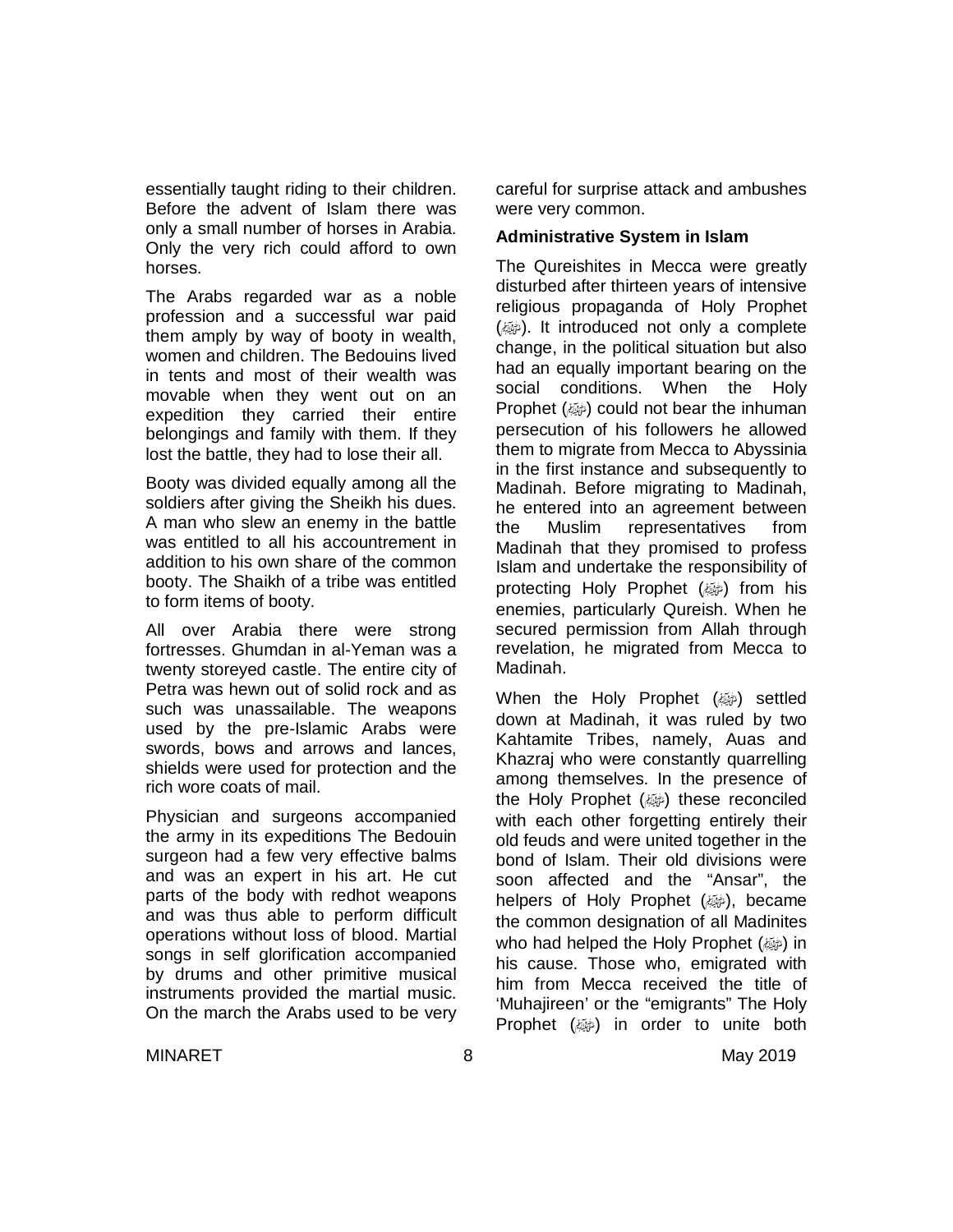essentially taught riding to their children. Before the advent of Islam there was only a small number of horses in Arabia. Only the very rich could afford to own horses.

The Arabs regarded war as a noble profession and a successful war paid them amply by way of booty in wealth, women and children. The Bedouins lived in tents and most of their wealth was movable when they went out on an expedition they carried their entire belongings and family with them. If they lost the battle, they had to lose their all.

Booty was divided equally among all the soldiers after giving the Sheikh his dues. A man who slew an enemy in the battle was entitled to all his accountrement in addition to his own share of the common booty. The Shaikh of a tribe was entitled to form items of booty.

All over Arabia there were strong fortresses. Ghumdan in al-Yeman was a twenty storeyed castle. The entire city of Petra was hewn out of solid rock and as such was unassailable. The weapons used by the pre-Islamic Arabs were swords, bows and arrows and lances, shields were used for protection and the rich wore coats of mail.

Physician and surgeons accompanied the army in its expeditions The Bedouin surgeon had a few very effective balms and was an expert in his art. He cut parts of the body with redhot weapons and was thus able to perform difficult operations without loss of blood. Martial songs in self glorification accompanied by drums and other primitive musical instruments provided the martial music. On the march the Arabs used to be very careful for surprise attack and ambushes were very common.

### Administrative System in Islam

The Qureishites in Mecca were greatly disturbed after thirteen years of intensive religious propaganda of Holy Prophet (ﷺ). It introduced not only a complete change, in the political situation but also had an equally important bearing on the social conditions. When the Holy Prophet (ﷺ) could not bear the inhuman persecution of his followers he allowed them to migrate from Mecca to Abyssinia in the first instance and subsequently to Madinah. Before migrating to Madinah, he entered into an agreement between the Muslim representatives from Madinah that they promised to profess Islam and undertake the responsibility of protecting Holy Prophet (ﷺ) from his enemies, particularly Qureish. When he secured permission from Allah through revelation, he migrated from Mecca to Madinah.

When the Holy Prophet (ﷺ) settled down at Madinah, it was ruled by two Kahtamite Tribes, namely, Auas and Khazraj who were constantly quarrelling among themselves. In the presence of the Holy Prophet (ﷺ) these reconciled with each other forgetting entirely their old feuds and were united together in the bond of Islam. Their old divisions were soon affected and the "Ansar", the helpers of Holy Prophet (ﷺ), became the common designation of all Madinites who had helped the Holy Prophet (ﷺ) in his cause. Those who, emigrated with him from Mecca received the title of 'Muhajireen' or the "emigrants" The Holy Prophet (ﷺ) in order to unite both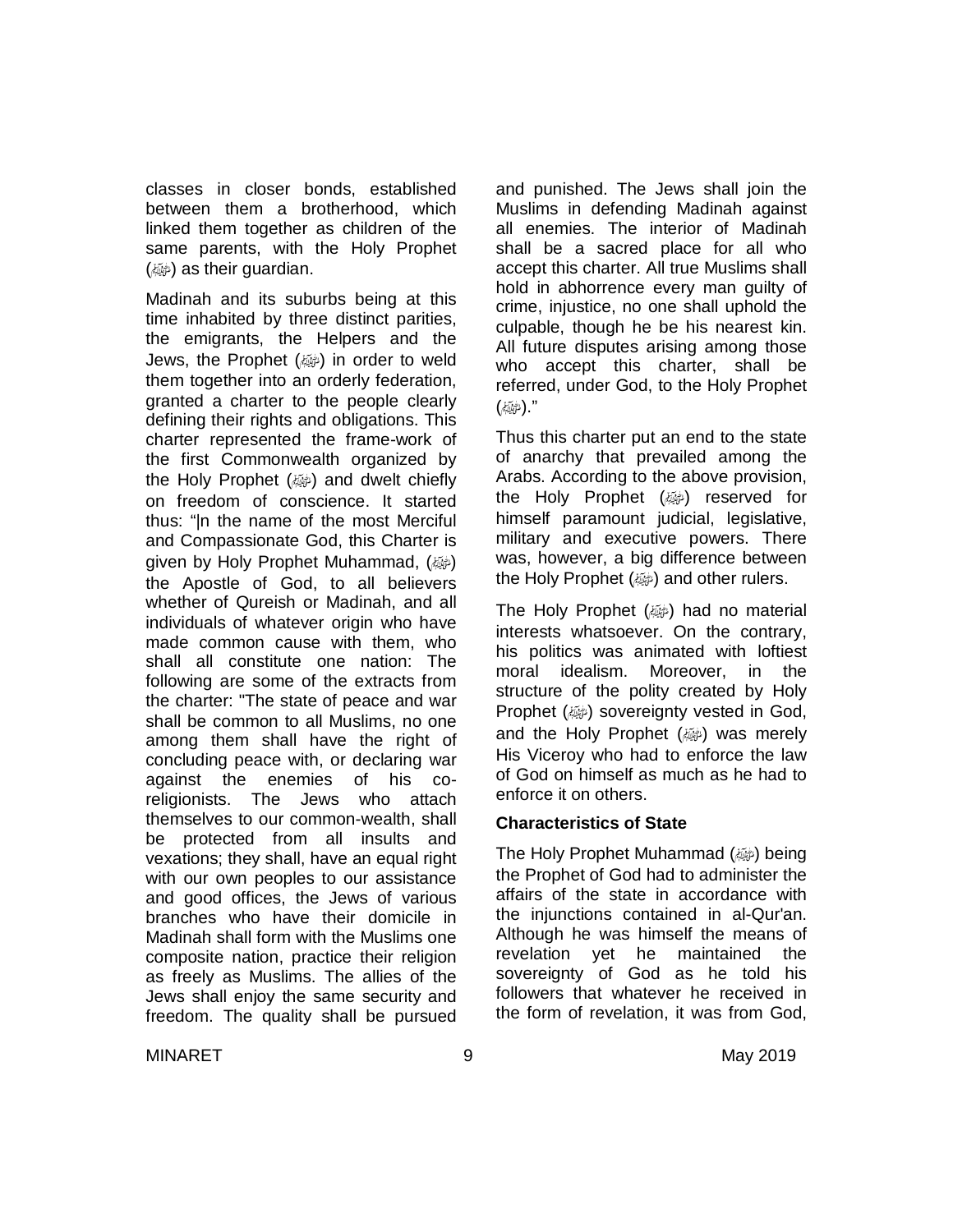classes in closer bonds, established between them a brotherhood, which linked them together as children of the same parents, with the Holy Prophet (ﷺ) as their guardian.

Madinah and its suburbs being at this time inhabited by three distinct parities, the emigrants, the Helpers and the Jews, the Prophet (ﷺ) in order to weld them together into an orderly federation, granted a charter to the people clearly defining their rights and obligations. This charter represented the frame-work of the first Commonwealth organized by the Holy Prophet (ﷺ) and dwelt chiefly on freedom of conscience. It started thus: "|n the name of the most Merciful and Compassionate God, this Charter is given by Holy Prophet Muhammad, (ﷺ) the Apostle of God, to all believers whether of Qureish or Madinah, and all individuals of whatever origin who have made common cause with them, who shall all constitute one nation: The following are some of the extracts from the charter: "The state of peace and war shall be common to all Muslims, no one among them shall have the right of concluding peace with, or declaring war against the enemies of his co-religionists. The Jews who attach themselves to our common-wealth, shall be protected from all insults and vexations; they shall, have an equal right with our own peoples to our assistance and good offices, the Jews of various branches who have their domicile in Madinah shall form with the Muslims one composite nation, practice their religion as freely as Muslims. The allies of the Jews shall enjoy the same security and freedom. The quality shall be pursued and punished. The Jews shall join the Muslims in defending Madinah against all enemies. The interior of Madinah shall be a sacred place for all who accept this charter. All true Muslims shall hold in abhorrence every man guilty of crime, injustice, no one shall uphold the culpable, though he be his nearest kin. All future disputes arising among those who accept this charter, shall be referred, under God, to the Holy Prophet (ﷺ)."

Thus this charter put an end to the state of anarchy that prevailed among the Arabs. According to the above provision, the Holy Prophet (ﷺ) reserved for himself paramount judicial, legislative, military and executive powers. There was, however, a big difference between the Holy Prophet (ﷺ) and other rulers.

The Holy Prophet (ﷺ) had no material interests whatsoever. On the contrary, his politics was animated with loftiest moral idealism. Moreover, in the structure of the polity created by Holy Prophet (ﷺ) sovereignty vested in God, and the Holy Prophet (ﷺ) was merely His Viceroy who had to enforce the law of God on himself as much as he had to enforce it on others.

**Characteristics of State**

The Holy Prophet Muhammad (ﷺ) being the Prophet of God had to administer the affairs of the state in accordance with the injunctions contained in al-Qur'an. Although he was himself the means of revelation yet he maintained the sovereignty of God as he told his followers that whatever he received in the form of revelation, it was from God,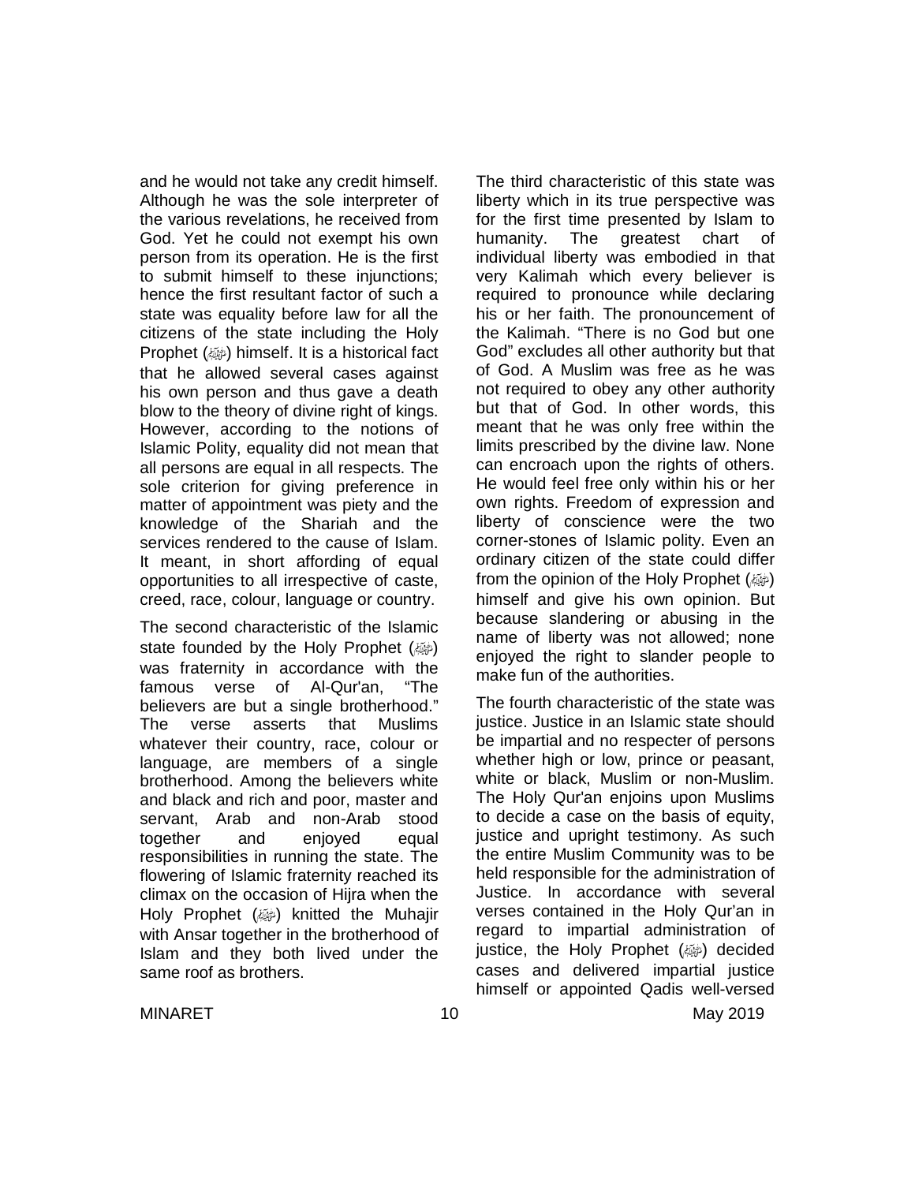and he would not take any credit himself. Although he was the sole interpreter of the various revelations, he received from God. Yet he could not exempt his own person from its operation. He is the first to submit himself to these injunctions; hence the first resultant factor of such a state was equality before law for all the citizens of the state including the Holy Prophet (ﷺ) himself. It is a historical fact that he allowed several cases against his own person and thus gave a death blow to the theory of divine right of kings. However, according to the notions of Islamic Polity, equality did not mean that all persons are equal in all respects. The sole criterion for giving preference in matter of appointment was piety and the knowledge of the Shariah and the services rendered to the cause of Islam. It meant, in short affording of equal opportunities to all irrespective of caste, creed, race, colour, language or country.

The second characteristic of the Islamic state founded by the Holy Prophet (ﷺ) was fraternity in accordance with the famous verse of Al-Qur'an, "The believers are but a single brotherhood." The verse asserts that Muslims whatever their country, race, colour or language, are members of a single brotherhood. Among the believers white and black and rich and poor, master and servant, Arab and non-Arab stood together and enjoyed equal responsibilities in running the state. The flowering of Islamic fraternity reached its climax on the occasion of Hijra when the Holy Prophet (ﷺ) knitted the Muhajir with Ansar together in the brotherhood of Islam and they both lived under the same roof as brothers.

The third characteristic of this state was liberty which in its true perspective was for the first time presented by Islam to humanity. The greatest chart of individual liberty was embodied in that very Kalimah which every believer is required to pronounce while declaring his or her faith. The pronouncement of the Kalimah. "There is no God but one God" excludes all other authority but that of God. A Muslim was free as he was not required to obey any other authority but that of God. In other words, this meant that he was only free within the limits prescribed by the divine law. None can encroach upon the rights of others. He would feel free only within his or her own rights. Freedom of expression and liberty of conscience were the two corner-stones of Islamic polity. Even an ordinary citizen of the state could differ from the opinion of the Holy Prophet (ﷺ) himself and give his own opinion. But because slandering or abusing in the name of liberty was not allowed; none enjoyed the right to slander people to make fun of the authorities.

The fourth characteristic of the state was justice. Justice in an Islamic state should be impartial and no respecter of persons whether high or low, prince or peasant, white or black, Muslim or non-Muslim. The Holy Qur'an enjoins upon Muslims to decide a case on the basis of equity, justice and upright testimony. As such the entire Muslim Community was to be held responsible for the administration of Justice. In accordance with several verses contained in the Holy Qur'an in regard to impartial administration of justice, the Holy Prophet (ﷺ) decided cases and delivered impartial justice himself or appointed Qadis well-versed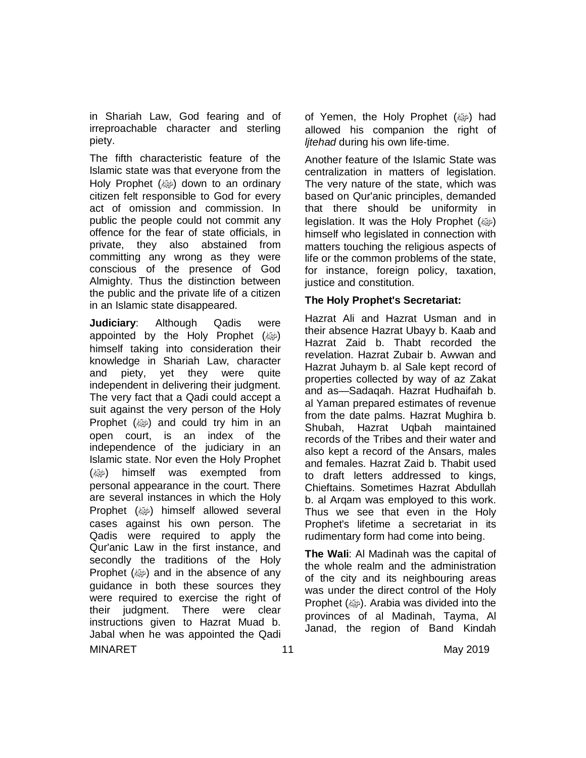in Shariah Law, God fearing and of irreproachable character and sterling piety.

The fifth characteristic feature of the Islamic state was that everyone from the Holy Prophet (ﷺ) down to an ordinary citizen felt responsible to God for every act of omission and commission. In public the people could not commit any offence for the fear of state officials, in private, they also abstained from committing any wrong as they were conscious of the presence of God Almighty. Thus the distinction between the public and the private life of a citizen in an Islamic state disappeared.

**Judiciary**: Although Qadis were appointed by the Holy Prophet (ﷺ) himself taking into consideration their knowledge in Shariah Law, character and piety, yet they were quite independent in delivering their judgment. The very fact that a Qadi could accept a suit against the very person of the Holy Prophet (ﷺ) and could try him in an open court, is an index of the independence of the judiciary in an Islamic state. Nor even the Holy Prophet (ﷺ) himself was exempted from personal appearance in the court. There are several instances in which the Holy Prophet (ﷺ) himself allowed several cases against his own person. The Qadis were required to apply the Qur'anic Law in the first instance, and secondly the traditions of the Holy Prophet (ﷺ) and in the absence of any guidance in both these sources they were required to exercise the right of their judgment. There were clear instructions given to Hazrat Muad b. Jabal when he was appointed the Qadi of Yemen, the Holy Prophet (ﷺ) had allowed his companion the right of *Ijtehad* during his own life-time.

Another feature of the Islamic State was centralization in matters of legislation. The very nature of the state, which was based on Qur'anic principles, demanded that there should be uniformity in legislation. It was the Holy Prophet (ﷺ) himself who legislated in connection with matters touching the religious aspects of life or the common problems of the state, for instance, foreign policy, taxation, justice and constitution.

**The Holy Prophet's Secretariat:**

Hazrat Ali and Hazrat Usman and in their absence Hazrat Ubayy b. Kaab and Hazrat Zaid b. Thabt recorded the revelation. Hazrat Zubair b. Awwan and Hazrat Juhaym b. al Sale kept record of properties collected by way of az Zakat and as—Sadaqah. Hazrat Hudhaifah b. al Yaman prepared estimates of revenue from the date palms. Hazrat Mughira b. Shubah, Hazrat Uqbah maintained records of the Tribes and their water and also kept a record of the Ansars, males and females. Hazrat Zaid b. Thabit used to draft letters addressed to kings, Chieftains. Sometimes Hazrat Abdullah b. al Arqam was employed to this work. Thus we see that even in the Holy Prophet's lifetime a secretariat in its rudimentary form had come into being.

**The Wali**: Al Madinah was the capital of the whole realm and the administration of the city and its neighbouring areas was under the direct control of the Holy Prophet (ﷺ). Arabia was divided into the provinces of al Madinah, Tayma, Al Janad, the region of Band Kindah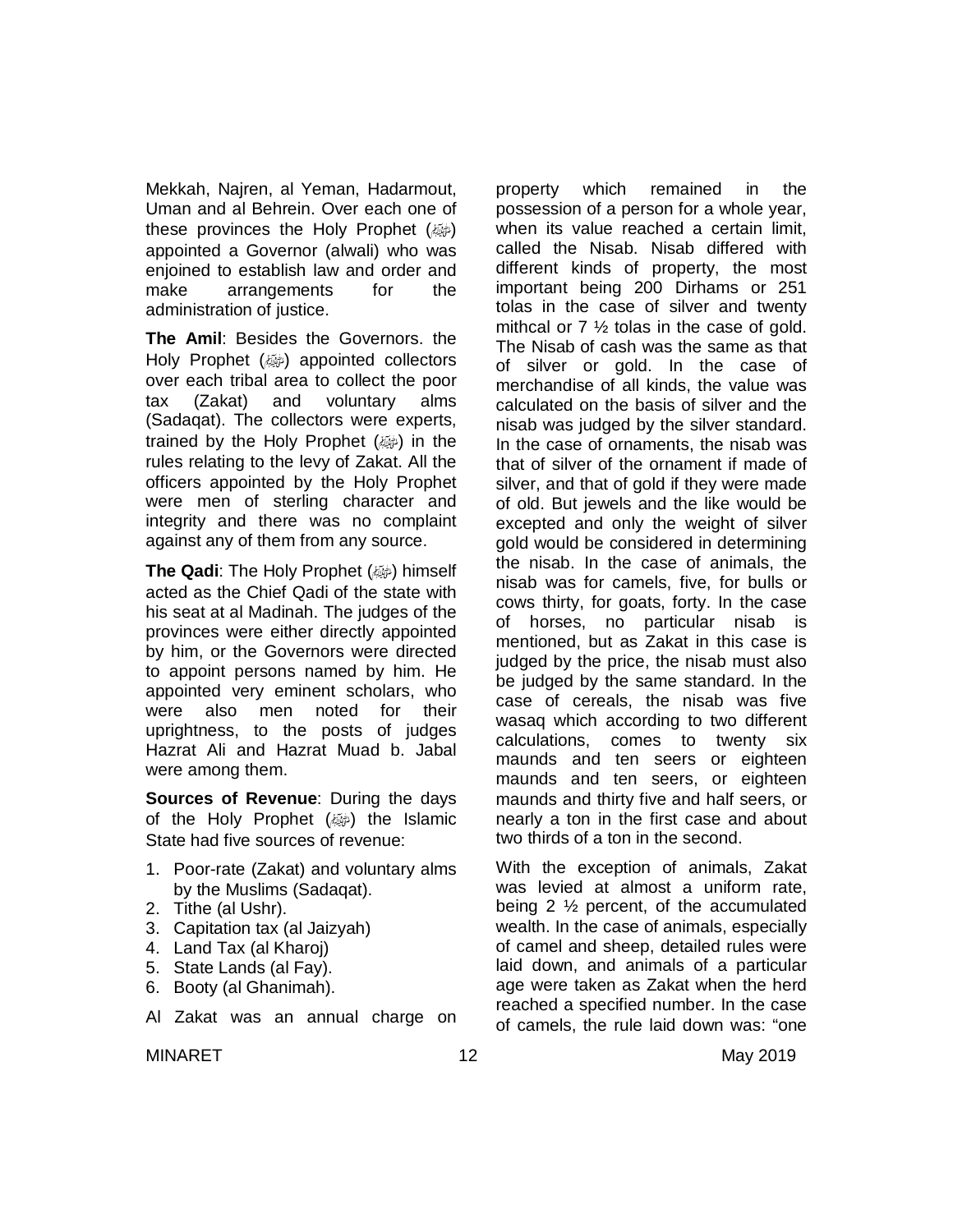Mekkah, Najren, al Yeman, Hadarmout, Uman and al Behrein. Over each one of these provinces the Holy Prophet (ﷺ) appointed a Governor (alwali) who was enjoined to establish law and order and make arrangements for the administration of justice.

**The Amil**: Besides the Governors. the Holy Prophet (ﷺ) appointed collectors over each tribal area to collect the poor tax (Zakat) and voluntary alms (Sadaqat). The collectors were experts, trained by the Holy Prophet (ﷺ) in the rules relating to the levy of Zakat. All the officers appointed by the Holy Prophet were men of sterling character and integrity and there was no complaint against any of them from any source.

**The Qadi**: The Holy Prophet (ﷺ) himself acted as the Chief Qadi of the state with his seat at al Madinah. The judges of the provinces were either directly appointed by him, or the Governors were directed to appoint persons named by him. He appointed very eminent scholars, who were also men noted for their uprightness, to the posts of judges Hazrat Ali and Hazrat Muad b. Jabal were among them.

**Sources of Revenue**: During the days of the Holy Prophet (ﷺ) the Islamic State had five sources of revenue:

1. Poor-rate (Zakat) and voluntary alms by the Muslims (Sadaqat).
2. Tithe (al Ushr).
3. Capitation tax (al Jaizyah)
4. Land Tax (al Kharoj)
5. State Lands (al Fay).
6. Booty (al Ghanimah).

Al Zakat was an annual charge on property which remained in the possession of a person for a whole year, when its value reached a certain limit, called the Nisab. Nisab differed with different kinds of property, the most important being 200 Dirhams or 251 tolas in the case of silver and twenty mithcal or 7 ½ tolas in the case of gold. The Nisab of cash was the same as that of silver or gold. In the case of merchandise of all kinds, the value was calculated on the basis of silver and the nisab was judged by the silver standard. In the case of ornaments, the nisab was that of silver of the ornament if made of silver, and that of gold if they were made of old. But jewels and the like would be excepted and only the weight of silver gold would be considered in determining the nisab. In the case of animals, the nisab was for camels, five, for bulls or cows thirty, for goats, forty. In the case of horses, no particular nisab is mentioned, but as Zakat in this case is judged by the price, the nisab must also be judged by the same standard. In the case of cereals, the nisab was five wasaq which according to two different calculations, comes to twenty six maunds and ten seers or eighteen maunds and ten seers, or eighteen maunds and thirty five and half seers, or nearly a ton in the first case and about two thirds of a ton in the second.

With the exception of animals, Zakat was levied at almost a uniform rate, being 2 ½ percent, of the accumulated wealth. In the case of animals, especially of camel and sheep, detailed rules were laid down, and animals of a particular age were taken as Zakat when the herd reached a specified number. In the case of camels, the rule laid down was: "one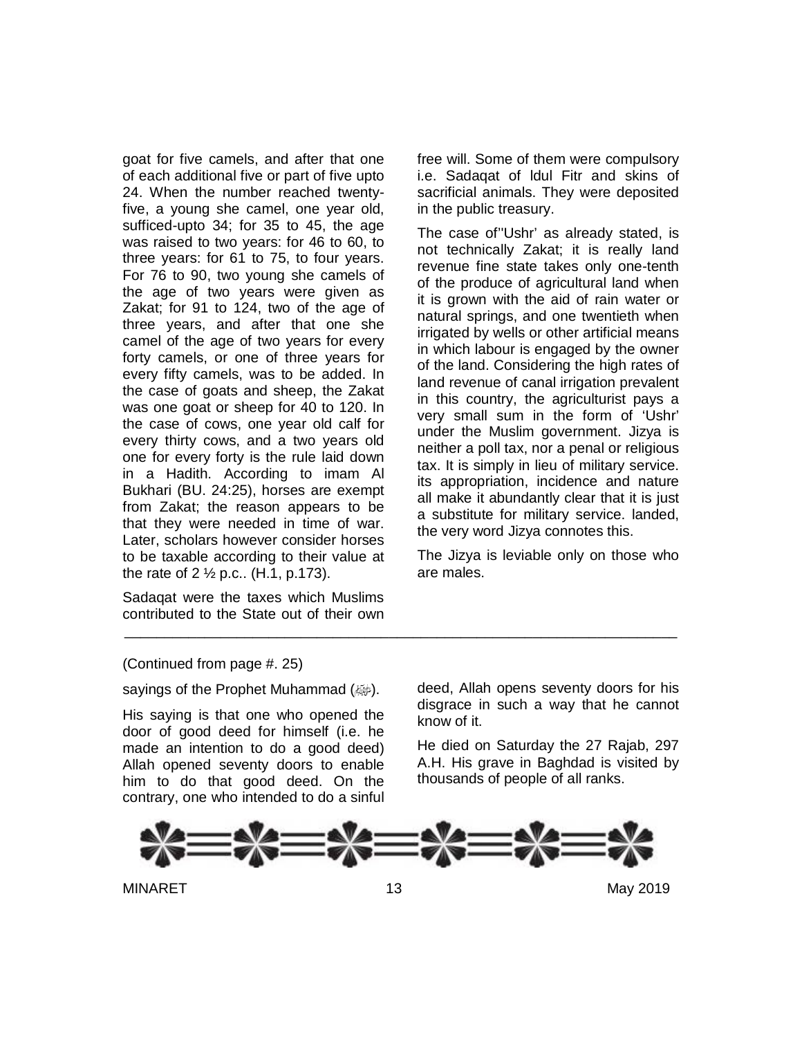goat for five camels, and after that one of each additional five or part of five upto 24. When the number reached twenty-five, a young she camel, one year old, sufficed-upto 34; for 35 to 45, the age was raised to two years: for 46 to 60, to three years: for 61 to 75, to four years. For 76 to 90, two young she camels of the age of two years were given as Zakat; for 91 to 124, two of the age of three years, and after that one she camel of the age of two years for every forty camels, or one of three years for every fifty camels, was to be added. In the case of goats and sheep, the Zakat was one goat or sheep for 40 to 120. In the case of cows, one year old calf for every thirty cows, and a two years old one for every forty is the rule laid down in a Hadith. According to imam Al Bukhari (BU. 24:25), horses are exempt from Zakat; the reason appears to be that they were needed in time of war. Later, scholars however consider horses to be taxable according to their value at the rate of 2 ½ p.c.. (H.1, p.173).

Sadaqat were the taxes which Muslims contributed to the State out of their own free will. Some of them were compulsory i.e. Sadaqat of ldul Fitr and skins of sacrificial animals. They were deposited in the public treasury.

The case of"Ushr' as already stated, is not technically Zakat; it is really land revenue fine state takes only one-tenth of the produce of agricultural land when it is grown with the aid of rain water or natural springs, and one twentieth when irrigated by wells or other artificial means in which labour is engaged by the owner of the land. Considering the high rates of land revenue of canal irrigation prevalent in this country, the agriculturist pays a very small sum in the form of 'Ushr' under the Muslim government. Jizya is neither a poll tax, nor a penal or religious tax. It is simply in lieu of military service. its appropriation, incidence and nature all make it abundantly clear that it is just a substitute for military service. landed, the very word Jizya connotes this.

The Jizya is leviable only on those who are males.

---

(Continued from page #. 25)

sayings of the Prophet Muhammad (ﷺ).

His saying is that one who opened the door of good deed for himself (i.e. he made an intention to do a good deed) Allah opened seventy doors to enable him to do that good deed. On the contrary, one who intended to do a sinful deed, Allah opens seventy doors for his disgrace in such a way that he cannot know of it.

He died on Saturday the 27 Rajab, 297 A.H. His grave in Baghdad is visited by thousands of people of all ranks.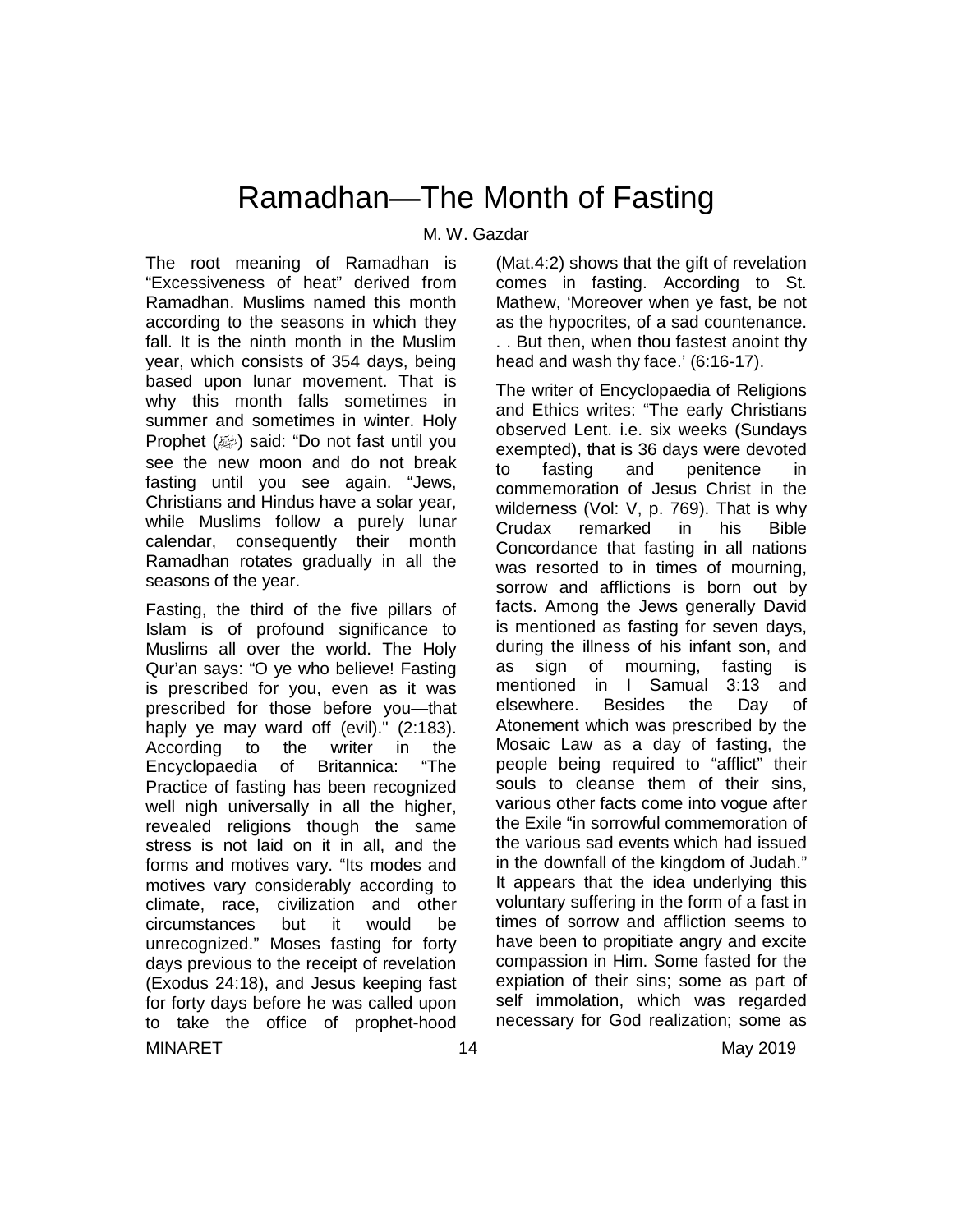# Ramadhan—The Month of Fasting

M. W. Gazdar

The root meaning of Ramadhan is “Excessiveness of heat” derived from Ramadhan. Muslims named this month according to the seasons in which they fall. It is the ninth month in the Muslim year, which consists of 354 days, being based upon lunar movement. That is why this month falls sometimes in summer and sometimes in winter. Holy Prophet (ﷺ) said: “Do not fast until you see the new moon and do not break fasting until you see again. “Jews, Christians and Hindus have a solar year, while Muslims follow a purely lunar calendar, consequently their month Ramadhan rotates gradually in all the seasons of the year.

Fasting, the third of the five pillars of Islam is of profound significance to Muslims all over the world. The Holy Qur’an says: “O ye who believe! Fasting is prescribed for you, even as it was prescribed for those before you—that haply ye may ward off (evil)." (2:183). According to the writer in the Encyclopaedia of Britannica: “The Practice of fasting has been recognized well nigh universally in all the higher, revealed religions though the same stress is not laid on it in all, and the forms and motives vary. “Its modes and motives vary considerably according to climate, race, civilization and other circumstances but it would be unrecognized.” Moses fasting for forty days previous to the receipt of revelation (Exodus 24:18), and Jesus keeping fast for forty days before he was called upon to take the office of prophet-hood (Mat.4:2) shows that the gift of revelation comes in fasting. According to St. Mathew, ‘Moreover when ye fast, be not as the hypocrites, of a sad countenance. . . But then, when thou fastest anoint thy head and wash thy face.’ (6:16-17).

The writer of Encyclopaedia of Religions and Ethics writes: “The early Christians observed Lent. i.e. six weeks (Sundays exempted), that is 36 days were devoted to fasting and penitence in commemoration of Jesus Christ in the wilderness (Vol: V, p. 769). That is why Crudax remarked in his Bible Concordance that fasting in all nations was resorted to in times of mourning, sorrow and afflictions is born out by facts. Among the Jews generally David is mentioned as fasting for seven days, during the illness of his infant son, and as sign of mourning, fasting is mentioned in I Samual 3:13 and elsewhere. Besides the Day of Atonement which was prescribed by the Mosaic Law as a day of fasting, the people being required to “afflict” their souls to cleanse them of their sins, various other facts come into vogue after the Exile “in sorrowful commemoration of the various sad events which had issued in the downfall of the kingdom of Judah.” It appears that the idea underlying this voluntary suffering in the form of a fast in times of sorrow and affliction seems to have been to propitiate angry and excite compassion in Him. Some fasted for the expiation of their sins; some as part of self immolation, which was regarded necessary for God realization; some as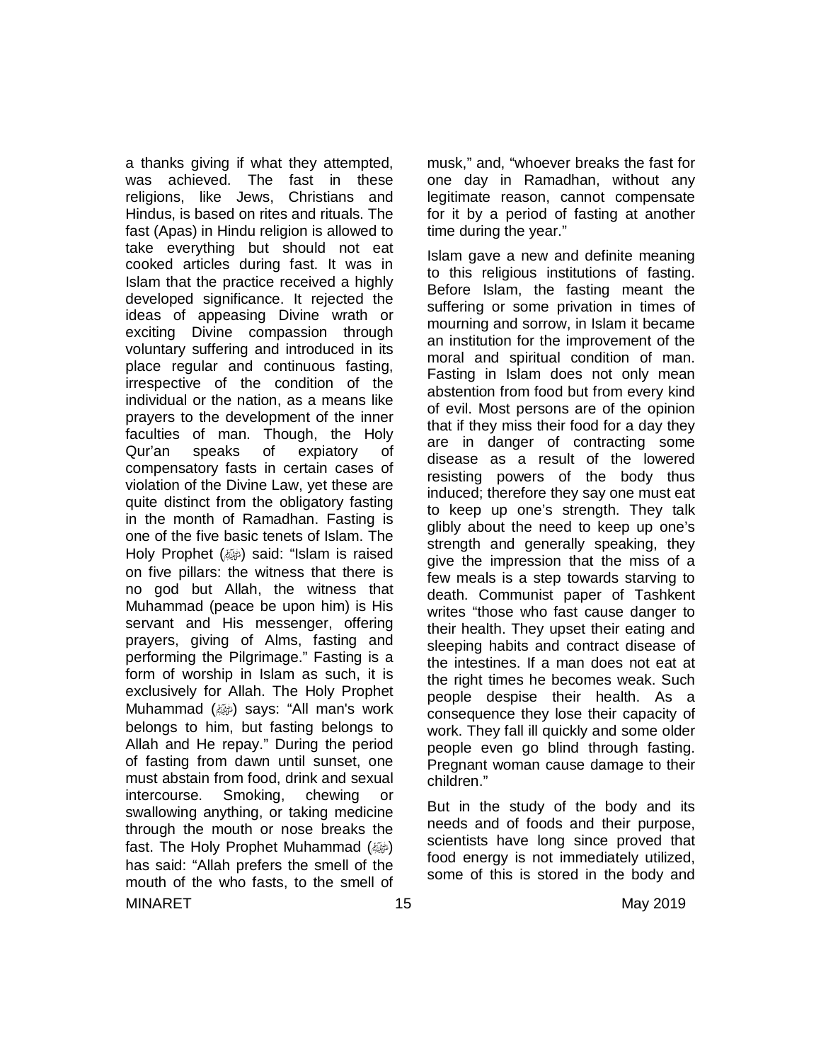a thanks giving if what they attempted, was achieved. The fast in these religions, like Jews, Christians and Hindus, is based on rites and rituals. The fast (Apas) in Hindu religion is allowed to take everything but should not eat cooked articles during fast. It was in Islam that the practice received a highly developed significance. It rejected the ideas of appeasing Divine wrath or exciting Divine compassion through voluntary suffering and introduced in its place regular and continuous fasting, irrespective of the condition of the individual or the nation, as a means like prayers to the development of the inner faculties of man. Though, the Holy Qur'an speaks of expiatory of compensatory fasts in certain cases of violation of the Divine Law, yet these are quite distinct from the obligatory fasting in the month of Ramadhan. Fasting is one of the five basic tenets of Islam. The Holy Prophet (ﷺ) said: "Islam is raised on five pillars: the witness that there is no god but Allah, the witness that Muhammad (peace be upon him) is His servant and His messenger, offering prayers, giving of Alms, fasting and performing the Pilgrimage." Fasting is a form of worship in Islam as such, it is exclusively for Allah. The Holy Prophet Muhammad (ﷺ) says: "All man's work belongs to him, but fasting belongs to Allah and He repay." During the period of fasting from dawn until sunset, one must abstain from food, drink and sexual intercourse. Smoking, chewing or swallowing anything, or taking medicine through the mouth or nose breaks the fast. The Holy Prophet Muhammad (ﷺ) has said: "Allah prefers the smell of the mouth of the who fasts, to the smell of musk," and, "whoever breaks the fast for one day in Ramadhan, without any legitimate reason, cannot compensate for it by a period of fasting at another time during the year."

Islam gave a new and definite meaning to this religious institutions of fasting. Before Islam, the fasting meant the suffering or some privation in times of mourning and sorrow, in Islam it became an institution for the improvement of the moral and spiritual condition of man. Fasting in Islam does not only mean abstention from food but from every kind of evil. Most persons are of the opinion that if they miss their food for a day they are in danger of contracting some disease as a result of the lowered resisting powers of the body thus induced; therefore they say one must eat to keep up one's strength. They talk glibly about the need to keep up one's strength and generally speaking, they give the impression that the miss of a few meals is a step towards starving to death. Communist paper of Tashkent writes "those who fast cause danger to their health. They upset their eating and sleeping habits and contract disease of the intestines. If a man does not eat at the right times he becomes weak. Such people despise their health. As a consequence they lose their capacity of work. They fall ill quickly and some older people even go blind through fasting. Pregnant woman cause damage to their children."

But in the study of the body and its needs and of foods and their purpose, scientists have long since proved that food energy is not immediately utilized, some of this is stored in the body and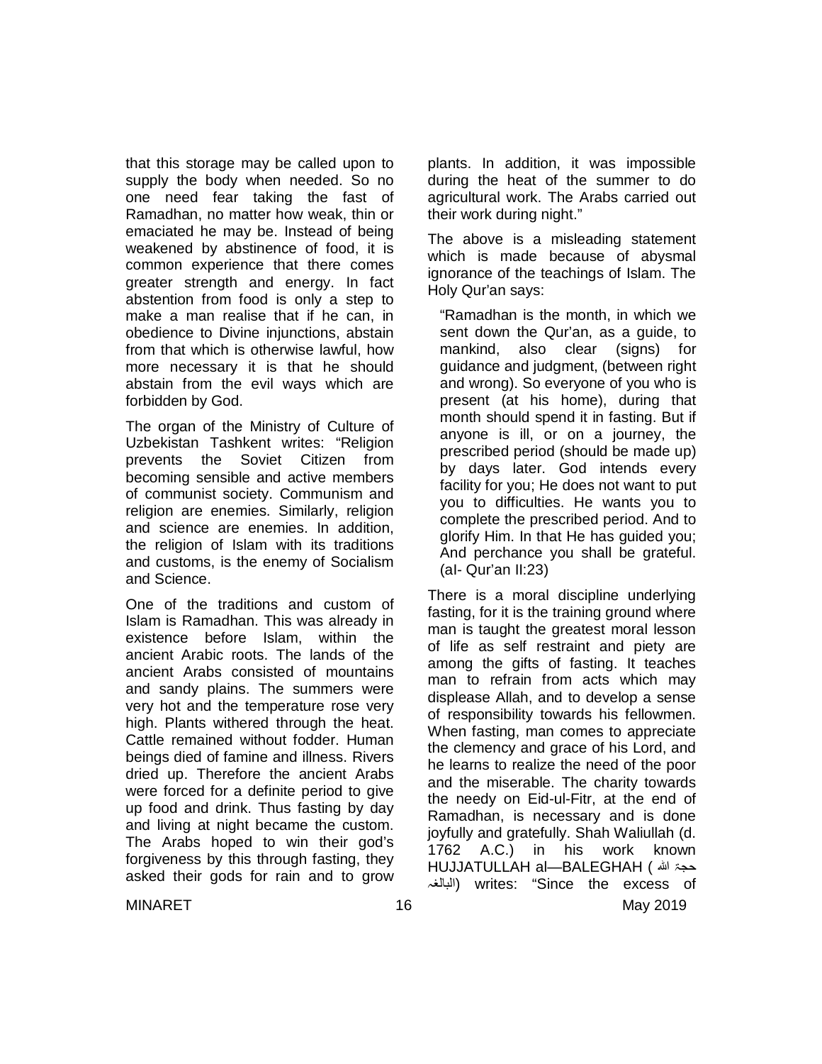that this storage may be called upon to supply the body when needed. So no one need fear taking the fast of Ramadhan, no matter how weak, thin or emaciated he may be. Instead of being weakened by abstinence of food, it is common experience that there comes greater strength and energy. In fact abstention from food is only a step to make a man realise that if he can, in obedience to Divine injunctions, abstain from that which is otherwise lawful, how more necessary it is that he should abstain from the evil ways which are forbidden by God.

The organ of the Ministry of Culture of Uzbekistan Tashkent writes: "Religion prevents the Soviet Citizen from becoming sensible and active members of communist society. Communism and religion are enemies. Similarly, religion and science are enemies. In addition, the religion of Islam with its traditions and customs, is the enemy of Socialism and Science.

One of the traditions and custom of Islam is Ramadhan. This was already in existence before Islam, within the ancient Arabic roots. The lands of the ancient Arabs consisted of mountains and sandy plains. The summers were very hot and the temperature rose very high. Plants withered through the heat. Cattle remained without fodder. Human beings died of famine and illness. Rivers dried up. Therefore the ancient Arabs were forced for a definite period to give up food and drink. Thus fasting by day and living at night became the custom. The Arabs hoped to win their god's forgiveness by this through fasting, they asked their gods for rain and to grow plants. In addition, it was impossible during the heat of the summer to do agricultural work. The Arabs carried out their work during night."

The above is a misleading statement which is made because of abysmal ignorance of the teachings of Islam. The Holy Qur'an says:

> "Ramadhan is the month, in which we sent down the Qur'an, as a guide, to mankind, also clear (signs) for guidance and judgment, (between right and wrong). So everyone of you who is present (at his home), during that month should spend it in fasting. But if anyone is ill, or on a journey, the prescribed period (should be made up) by days later. God intends every facility for you; He does not want to put you to difficulties. He wants you to complete the prescribed period. And to glorify Him. In that He has guided you; And perchance you shall be grateful. (al- Qur'an II:23)

There is a moral discipline underlying fasting, for it is the training ground where man is taught the greatest moral lesson of life as self restraint and piety are among the gifts of fasting. It teaches man to refrain from acts which may displease Allah, and to develop a sense of responsibility towards his fellowmen. When fasting, man comes to appreciate the clemency and grace of his Lord, and he learns to realize the need of the poor and the miserable. The charity towards the needy on Eid-ul-Fitr, at the end of Ramadhan, is necessary and is done joyfully and gratefully. Shah Waliullah (d. 1762 A.C.) in his work known HUJJATULLAH al—BALEGHAH (حجة الله البالغه) writes: "Since the excess of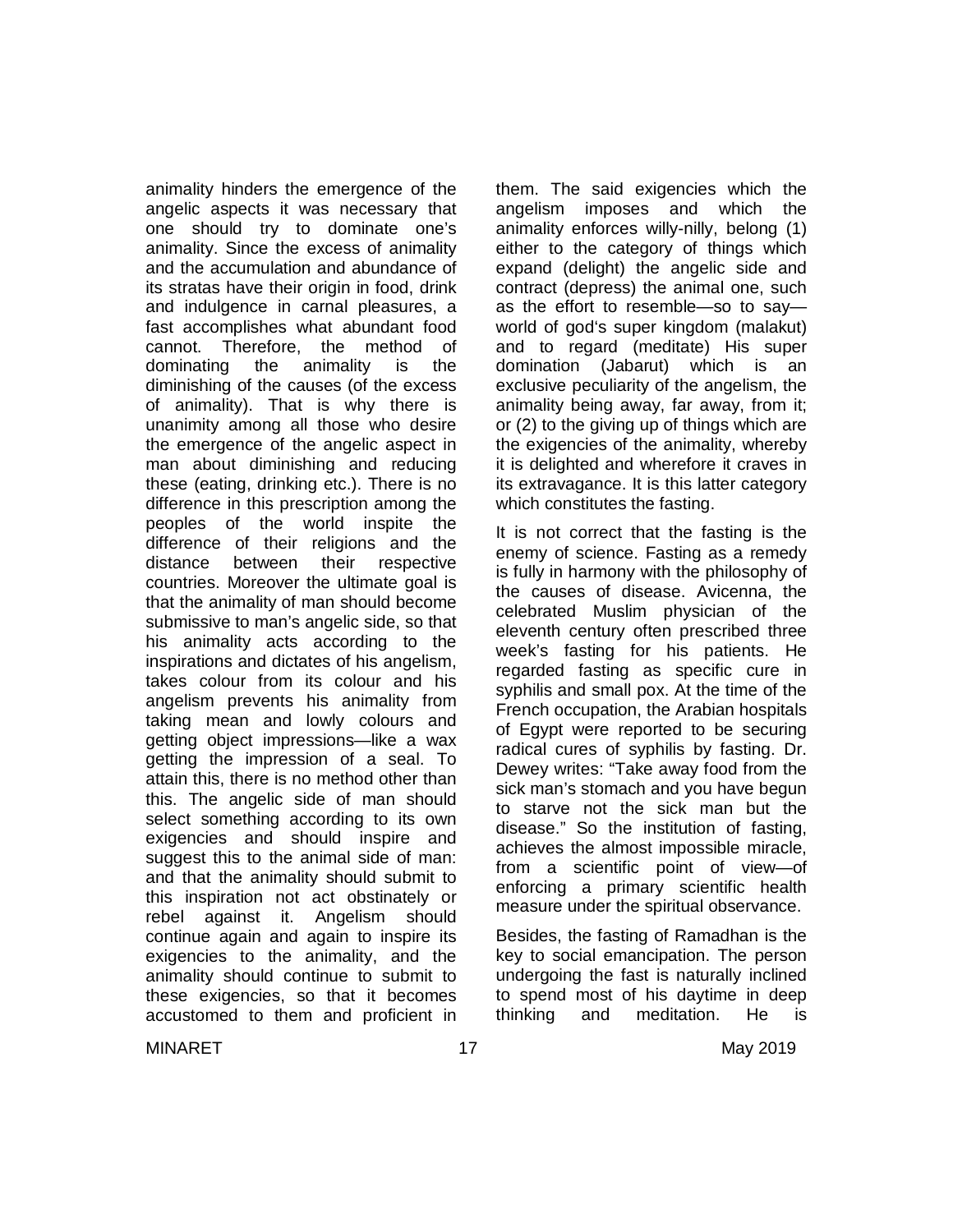animality hinders the emergence of the angelic aspects it was necessary that one should try to dominate one's animality. Since the excess of animality and the accumulation and abundance of its stratas have their origin in food, drink and indulgence in carnal pleasures, a fast accomplishes what abundant food cannot. Therefore, the method of dominating the animality is the diminishing of the causes (of the excess of animality). That is why there is unanimity among all those who desire the emergence of the angelic aspect in man about diminishing and reducing these (eating, drinking etc.). There is no difference in this prescription among the peoples of the world inspite the difference of their religions and the distance between their respective countries. Moreover the ultimate goal is that the animality of man should become submissive to man's angelic side, so that his animality acts according to the inspirations and dictates of his angelism, takes colour from its colour and his angelism prevents his animality from taking mean and lowly colours and getting object impressions—like a wax getting the impression of a seal. To attain this, there is no method other than this. The angelic side of man should select something according to its own exigencies and should inspire and suggest this to the animal side of man: and that the animality should submit to this inspiration not act obstinately or rebel against it. Angelism should continue again and again to inspire its exigencies to the animality, and the animality should continue to submit to these exigencies, so that it becomes accustomed to them and proficient in them. The said exigencies which the angelism imposes and which the animality enforces willy-nilly, belong (1) either to the category of things which expand (delight) the angelic side and contract (depress) the animal one, such as the effort to resemble—so to say—world of god's super kingdom (malakut) and to regard (meditate) His super domination (Jabarut) which is an exclusive peculiarity of the angelism, the animality being away, far away, from it; or (2) to the giving up of things which are the exigencies of the animality, whereby it is delighted and wherefore it craves in its extravagance. It is this latter category which constitutes the fasting.

It is not correct that the fasting is the enemy of science. Fasting as a remedy is fully in harmony with the philosophy of the causes of disease. Avicenna, the celebrated Muslim physician of the eleventh century often prescribed three week's fasting for his patients. He regarded fasting as specific cure in syphilis and small pox. At the time of the French occupation, the Arabian hospitals of Egypt were reported to be securing radical cures of syphilis by fasting. Dr. Dewey writes: "Take away food from the sick man's stomach and you have begun to starve not the sick man but the disease." So the institution of fasting, achieves the almost impossible miracle, from a scientific point of view—of enforcing a primary scientific health measure under the spiritual observance.

Besides, the fasting of Ramadhan is the key to social emancipation. The person undergoing the fast is naturally inclined to spend most of his daytime in deep thinking and meditation. He is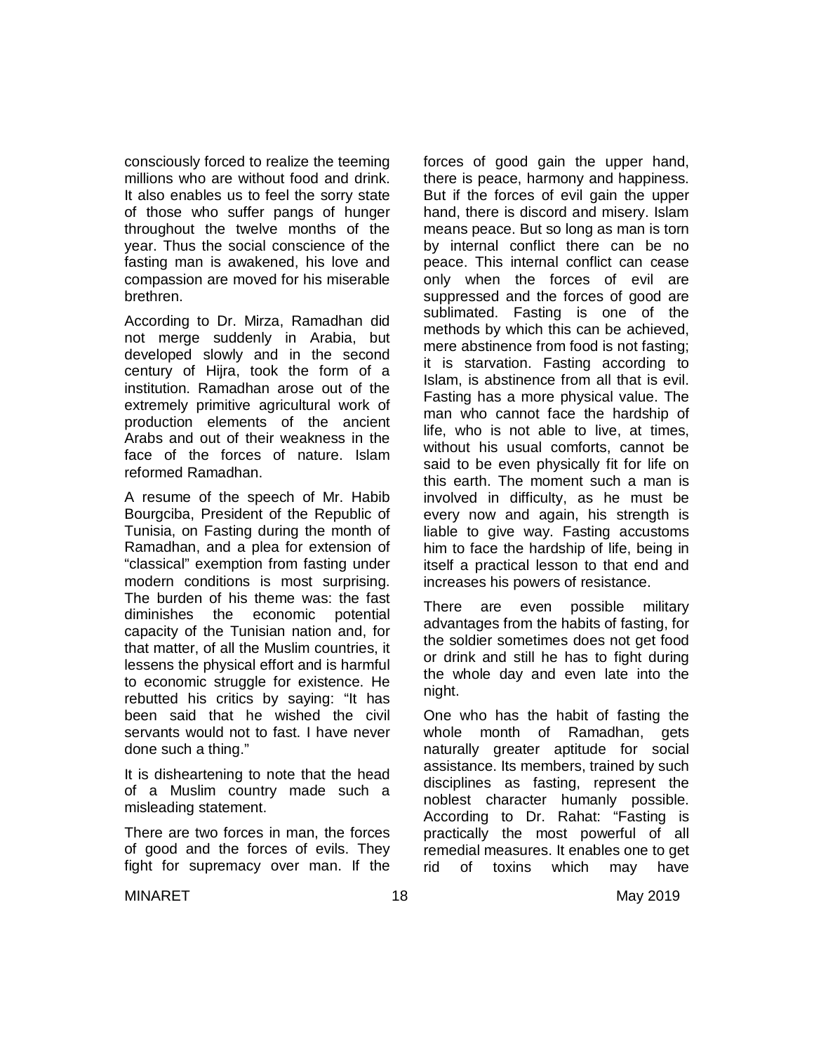consciously forced to realize the teeming millions who are without food and drink. It also enables us to feel the sorry state of those who suffer pangs of hunger throughout the twelve months of the year. Thus the social conscience of the fasting man is awakened, his love and compassion are moved for his miserable brethren.

According to Dr. Mirza, Ramadhan did not merge suddenly in Arabia, but developed slowly and in the second century of Hijra, took the form of a institution. Ramadhan arose out of the extremely primitive agricultural work of production elements of the ancient Arabs and out of their weakness in the face of the forces of nature. Islam reformed Ramadhan.

A resume of the speech of Mr. Habib Bourgciba, President of the Republic of Tunisia, on Fasting during the month of Ramadhan, and a plea for extension of "classical" exemption from fasting under modern conditions is most surprising. The burden of his theme was: the fast diminishes the economic potential capacity of the Tunisian nation and, for that matter, of all the Muslim countries, it lessens the physical effort and is harmful to economic struggle for existence. He rebutted his critics by saying: "It has been said that he wished the civil servants would not fast. I have never done such a thing."

It is disheartening to note that the head of a Muslim country made such a misleading statement.

There are two forces in man, the forces of good and the forces of evils. They fight for supremacy over man. If the forces of good gain the upper hand, there is peace, harmony and happiness. But if the forces of evil gain the upper hand, there is discord and misery. Islam means peace. But so long as man is torn by internal conflict there can be no peace. This internal conflict can cease only when the forces of evil are suppressed and the forces of good are sublimated. Fasting is one of the methods by which this can be achieved, mere abstinence from food is not fasting; it is starvation. Fasting according to Islam, is abstinence from all that is evil. Fasting has a more physical value. The man who cannot face the hardship of life, who is not able to live, at times, without his usual comforts, cannot be said to be even physically fit for life on this earth. The moment such a man is involved in difficulty, as he must be every now and again, his strength is liable to give way. Fasting accustoms him to face the hardship of life, being in itself a practical lesson to that end and increases his powers of resistance.

There are even possible military advantages from the habits of fasting, for the soldier sometimes does not get food or drink and still he has to fight during the whole day and even late into the night.

One who has the habit of fasting the whole month of Ramadhan, gets naturally greater aptitude for social assistance. Its members, trained by such disciplines as fasting, represent the noblest character humanly possible. According to Dr. Rahat: "Fasting is practically the most powerful of all remedial measures. It enables one to get rid of toxins which may have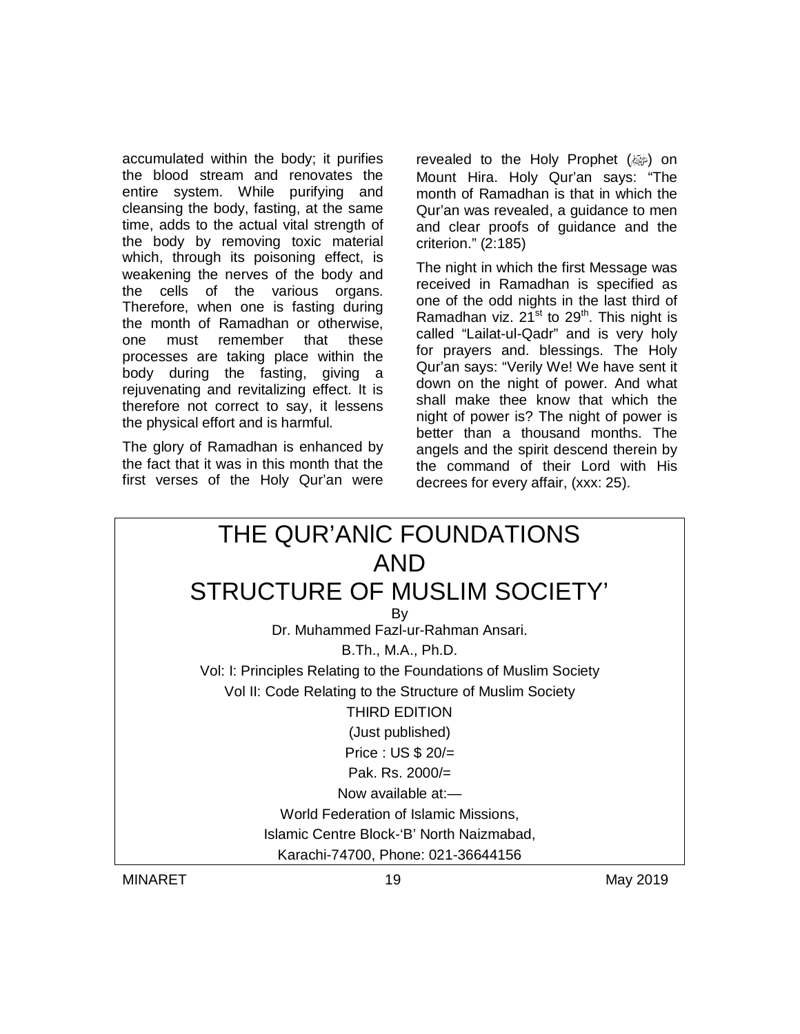accumulated within the body; it purifies the blood stream and renovates the entire system. While purifying and cleansing the body, fasting, at the same time, adds to the actual vital strength of the body by removing toxic material which, through its poisoning effect, is weakening the nerves of the body and the cells of the various organs. Therefore, when one is fasting during the month of Ramadhan or otherwise, one must remember that these processes are taking place within the body during the fasting, giving a rejuvenating and revitalizing effect. It is therefore not correct to say, it lessens the physical effort and is harmful.

The glory of Ramadhan is enhanced by the fact that it was in this month that the first verses of the Holy Qur'an were revealed to the Holy Prophet (ﷺ) on Mount Hira. Holy Qur'an says: "The month of Ramadhan is that in which the Qur'an was revealed, a guidance to men and clear proofs of guidance and the criterion." (2:185)

The night in which the first Message was received in Ramadhan is specified as one of the odd nights in the last third of Ramadhan viz. 21st to 29th. This night is called "Lailat-ul-Qadr" and is very holy for prayers and. blessings. The Holy Qur'an says: "Verily We! We have sent it down on the night of power. And what shall make thee know that which the night of power is? The night of power is better than a thousand months. The angels and the spirit descend therein by the command of their Lord with His decrees for every affair, (xxx: 25).

---

# THE QUR'ANIC FOUNDATIONS AND STRUCTURE OF MUSLIM SOCIETY'

By

Dr. Muhammed Fazl-ur-Rahman Ansari.

B.Th., M.A., Ph.D.

Vol: I: Principles Relating to the Foundations of Muslim Society

Vol II: Code Relating to the Structure of Muslim Society

THIRD EDITION

(Just published)

Price : US $ 20/=

Pak. Rs. 2000/=

Now available at:—

World Federation of Islamic Missions,

Islamic Centre Block-'B' North Naizmabad,

Karachi-74700, Phone: 021-36644156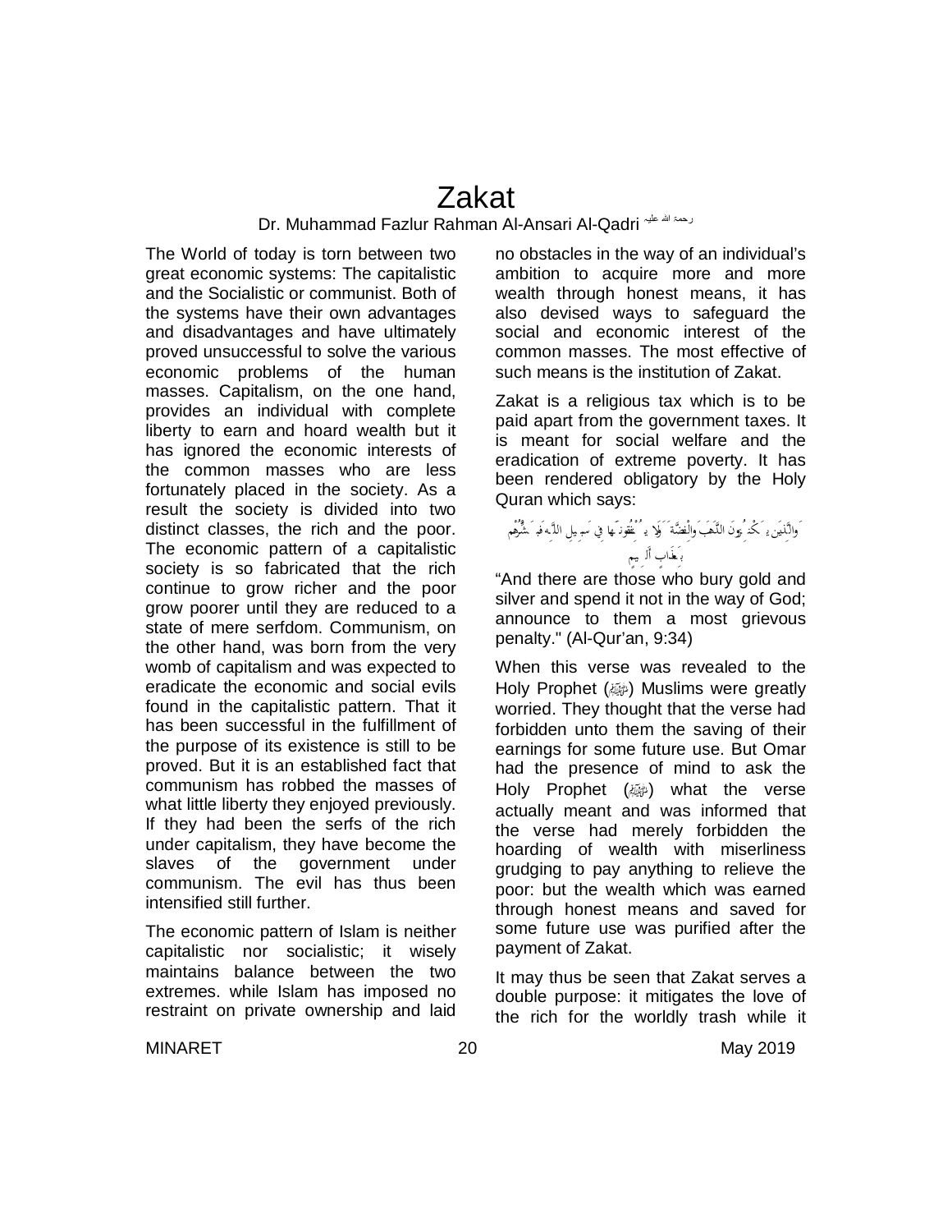# Zakat

Dr. Muhammad Fazlur Rahman Al-Ansari Al-Qadri رحمة الله عليه

The World of today is torn between two great economic systems: The capitalistic and the Socialistic or communist. Both of the systems have their own advantages and disadvantages and have ultimately proved unsuccessful to solve the various economic problems of the human masses. Capitalism, on the one hand, provides an individual with complete liberty to earn and hoard wealth but it has ignored the economic interests of the common masses who are less fortunately placed in the society. As a result the society is divided into two distinct classes, the rich and the poor. The economic pattern of a capitalistic society is so fabricated that the rich continue to grow richer and the poor grow poorer until they are reduced to a state of mere serfdom. Communism, on the other hand, was born from the very womb of capitalism and was expected to eradicate the economic and social evils found in the capitalistic pattern. That it has been successful in the fulfillment of the purpose of its existence is still to be proved. But it is an established fact that communism has robbed the masses of what little liberty they enjoyed previously. If they had been the serfs of the rich under capitalism, they have become the slaves of the government under communism. The evil has thus been intensified still further.

The economic pattern of Islam is neither capitalistic nor socialistic; it wisely maintains balance between the two extremes. while Islam has imposed no restraint on private ownership and laid no obstacles in the way of an individual's ambition to acquire more and more wealth through honest means, it has also devised ways to safeguard the social and economic interest of the common masses. The most effective of such means is the institution of Zakat.

Zakat is a religious tax which is to be paid apart from the government taxes. It is meant for social welfare and the eradication of extreme poverty. It has been rendered obligatory by the Holy Quran which says:

وَالَّذِينَ يَكْنِزُونَ الذَّهَبَ وَالْفِضَّةَ وَلَا يُنْفِقُونَهَا فِي سَبِيلِ اللَّهِ فَبَشِّرْهُمْ بِعَذَابٍ أَلِيمٍ

"And there are those who bury gold and silver and spend it not in the way of God; announce to them a most grievous penalty." (Al-Qur'an, 9:34)

When this verse was revealed to the Holy Prophet (ﷺ) Muslims were greatly worried. They thought that the verse had forbidden unto them the saving of their earnings for some future use. But Omar had the presence of mind to ask the Holy Prophet (ﷺ) what the verse actually meant and was informed that the verse had merely forbidden the hoarding of wealth with miserliness grudging to pay anything to relieve the poor: but the wealth which was earned through honest means and saved for some future use was purified after the payment of Zakat.

It may thus be seen that Zakat serves a double purpose: it mitigates the love of the rich for the worldly trash while it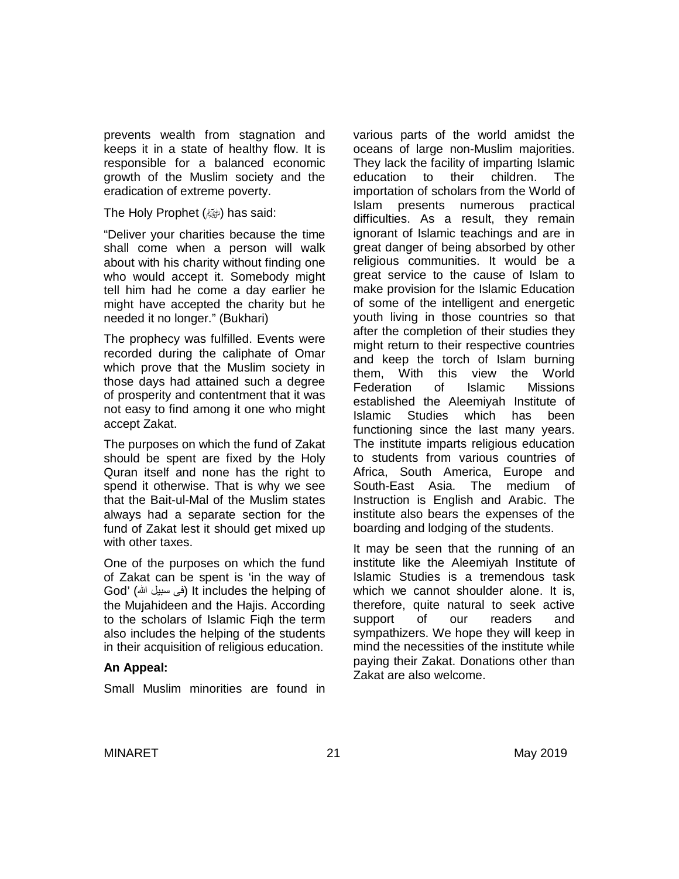prevents wealth from stagnation and keeps it in a state of healthy flow. It is responsible for a balanced economic growth of the Muslim society and the eradication of extreme poverty.

The Holy Prophet (ﷺ) has said:

“Deliver your charities because the time shall come when a person will walk about with his charity without finding one who would accept it. Somebody might tell him had he come a day earlier he might have accepted the charity but he needed it no longer.” (Bukhari)

The prophecy was fulfilled. Events were recorded during the caliphate of Omar which prove that the Muslim society in those days had attained such a degree of prosperity and contentment that it was not easy to find among it one who might accept Zakat.

The purposes on which the fund of Zakat should be spent are fixed by the Holy Quran itself and none has the right to spend it otherwise. That is why we see that the Bait-ul-Mal of the Muslim states always had a separate section for the fund of Zakat lest it should get mixed up with other taxes.

One of the purposes on which the fund of Zakat can be spent is ‘in the way of God’ (فی سبیل اللہ) It includes the helping of the Mujahideen and the Hajis. According to the scholars of Islamic Fiqh the term also includes the helping of the students in their acquisition of religious education.

**An Appeal:**

Small Muslim minorities are found in various parts of the world amidst the oceans of large non-Muslim majorities. They lack the facility of imparting Islamic education to their children. The importation of scholars from the World of Islam presents numerous practical difficulties. As a result, they remain ignorant of Islamic teachings and are in great danger of being absorbed by other religious communities. It would be a great service to the cause of Islam to make provision for the Islamic Education of some of the intelligent and energetic youth living in those countries so that after the completion of their studies they might return to their respective countries and keep the torch of Islam burning them, With this view the World Federation of Islamic Missions established the Aleemiyah Institute of Islamic Studies which has been functioning since the last many years. The institute imparts religious education to students from various countries of Africa, South America, Europe and South-East Asia. The medium of Instruction is English and Arabic. The institute also bears the expenses of the boarding and lodging of the students.

It may be seen that the running of an institute like the Aleemiyah Institute of Islamic Studies is a tremendous task which we cannot shoulder alone. It is, therefore, quite natural to seek active support of our readers and sympathizers. We hope they will keep in mind the necessities of the institute while paying their Zakat. Donations other than Zakat are also welcome.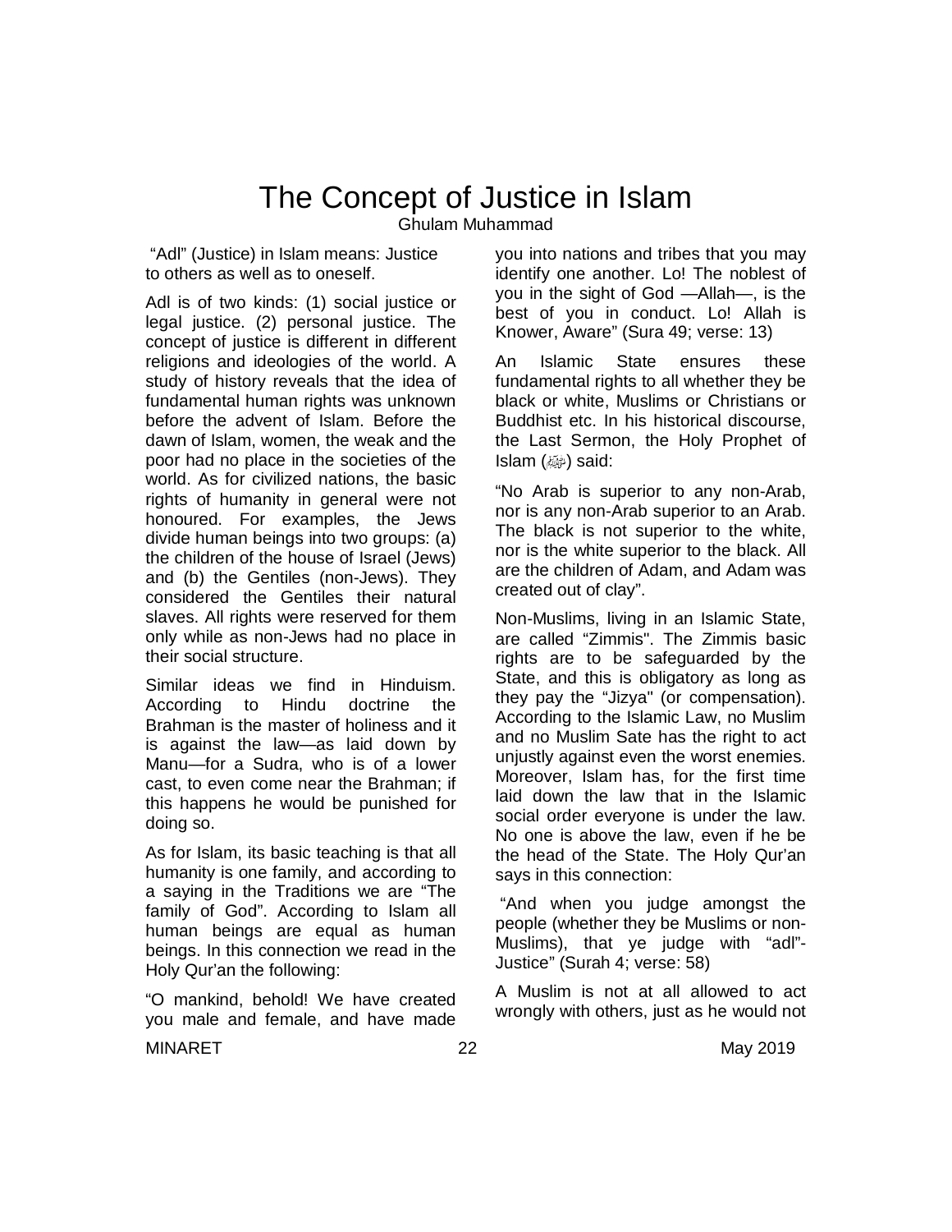# The Concept of Justice in Islam

Ghulam Muhammad

"Adl" (Justice) in Islam means: Justice to others as well as to oneself.

Adl is of two kinds: (1) social justice or legal justice. (2) personal justice. The concept of justice is different in different religions and ideologies of the world. A study of history reveals that the idea of fundamental human rights was unknown before the advent of Islam. Before the dawn of Islam, women, the weak and the poor had no place in the societies of the world. As for civilized nations, the basic rights of humanity in general were not honoured. For examples, the Jews divide human beings into two groups: (a) the children of the house of Israel (Jews) and (b) the Gentiles (non-Jews). They considered the Gentiles their natural slaves. All rights were reserved for them only while as non-Jews had no place in their social structure.

Similar ideas we find in Hinduism. According to Hindu doctrine the Brahman is the master of holiness and it is against the law—as laid down by Manu—for a Sudra, who is of a lower cast, to even come near the Brahman; if this happens he would be punished for doing so.

As for Islam, its basic teaching is that all humanity is one family, and according to a saying in the Traditions we are "The family of God". According to Islam all human beings are equal as human beings. In this connection we read in the Holy Qur'an the following:

"O mankind, behold! We have created you male and female, and have made you into nations and tribes that you may identify one another. Lo! The noblest of you in the sight of God —Allah—, is the best of you in conduct. Lo! Allah is Knower, Aware" (Sura 49; verse: 13)

An Islamic State ensures these fundamental rights to all whether they be black or white, Muslims or Christians or Buddhist etc. In his historical discourse, the Last Sermon, the Holy Prophet of Islam (ﷺ) said:

"No Arab is superior to any non-Arab, nor is any non-Arab superior to an Arab. The black is not superior to the white, nor is the white superior to the black. All are the children of Adam, and Adam was created out of clay".

Non-Muslims, living in an Islamic State, are called "Zimmis". The Zimmis basic rights are to be safeguarded by the State, and this is obligatory as long as they pay the "Jizya" (or compensation). According to the Islamic Law, no Muslim and no Muslim Sate has the right to act unjustly against even the worst enemies. Moreover, Islam has, for the first time laid down the law that in the Islamic social order everyone is under the law. No one is above the law, even if he be the head of the State. The Holy Qur'an says in this connection:

"And when you judge amongst the people (whether they be Muslims or non-Muslims), that ye judge with "adl"-Justice" (Surah 4; verse: 58)

A Muslim is not at all allowed to act wrongly with others, just as he would not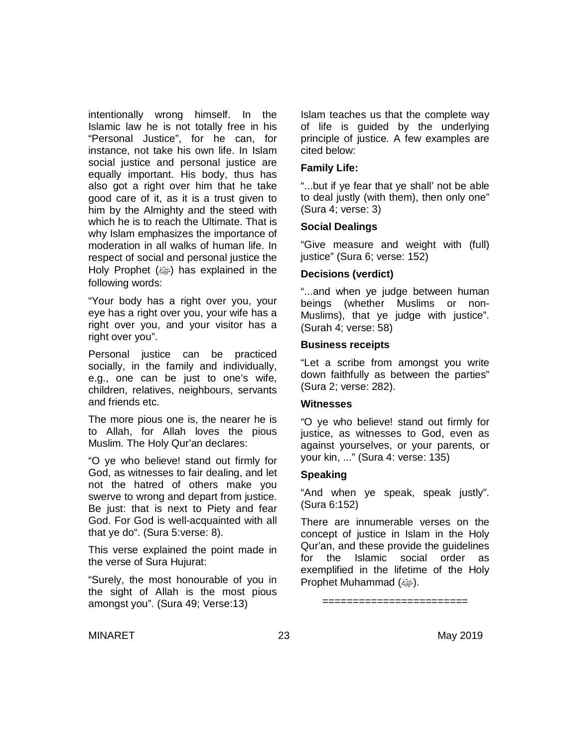intentionally wrong himself. In the Islamic law he is not totally free in his "Personal Justice", for he can, for instance, not take his own life. In Islam social justice and personal justice are equally important. His body, thus has also got a right over him that he take good care of it, as it is a trust given to him by the Almighty and the steed with which he is to reach the Ultimate. That is why Islam emphasizes the importance of moderation in all walks of human life. In respect of social and personal justice the Holy Prophet (ﷺ) has explained in the following words:

"Your body has a right over you, your eye has a right over you, your wife has a right over you, and your visitor has a right over you".

Personal justice can be practiced socially, in the family and individually, e.g., one can be just to one's wife, children, relatives, neighbours, servants and friends etc.

The more pious one is, the nearer he is to Allah, for Allah loves the pious Muslim. The Holy Qur'an declares:

"O ye who believe! stand out firmly for God, as witnesses to fair dealing, and let not the hatred of others make you swerve to wrong and depart from justice. Be just: that is next to Piety and fear God. For God is well-acquainted with all that ye do". (Sura 5:verse: 8).

This verse explained the point made in the verse of Sura Hujurat:

"Surely, the most honourable of you in the sight of Allah is the most pious amongst you". (Sura 49; Verse:13)

Islam teaches us that the complete way of life is guided by the underlying principle of justice. A few examples are cited below:

**Family Life:**

"...but if ye fear that ye shall' not be able to deal justly (with them), then only one" (Sura 4; verse: 3)

**Social Dealings**

"Give measure and weight with (full) justice" (Sura 6; verse: 152)

**Decisions (verdict)**

"...and when ye judge between human beings (whether Muslims or non-Muslims), that ye judge with justice". (Surah 4; verse: 58)

**Business receipts**

"Let a scribe from amongst you write down faithfully as between the parties" (Sura 2; verse: 282).

**Witnesses**

"O ye who believe! stand out firmly for justice, as witnesses to God, even as against yourselves, or your parents, or your kin, ..." (Sura 4: verse: 135)

**Speaking**

"And when ye speak, speak justly". (Sura 6:152)

There are innumerable verses on the concept of justice in Islam in the Holy Qur'an, and these provide the guidelines for the Islamic social order as exemplified in the lifetime of the Holy Prophet Muhammad (ﷺ).

========================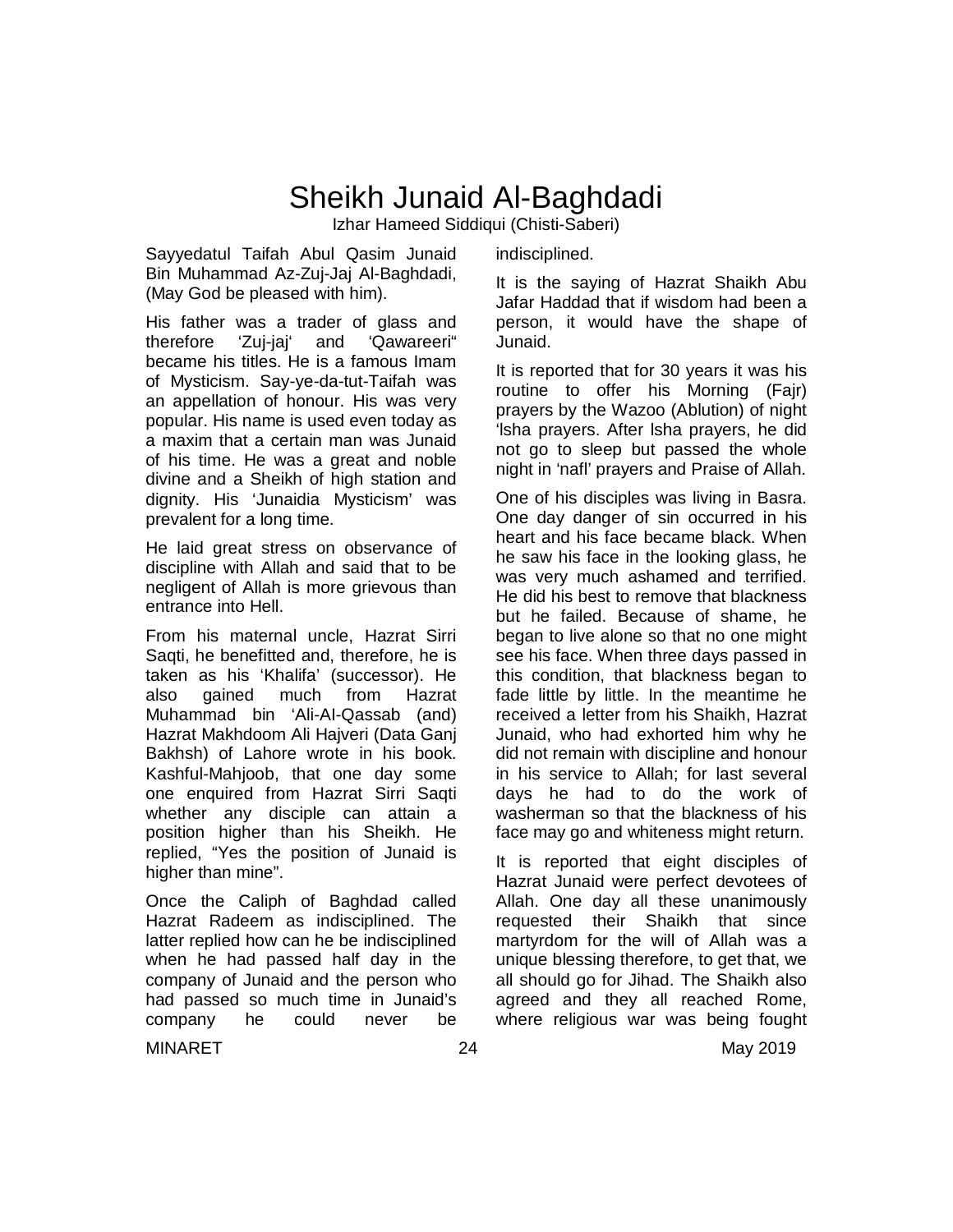# Sheikh Junaid Al-Baghdadi

Izhar Hameed Siddiqui (Chisti-Saberi)

Sayyedatul Taifah Abul Qasim Junaid Bin Muhammad Az-Zuj-Jaj Al-Baghdadi, (May God be pleased with him).

His father was a trader of glass and therefore 'Zuj-jaj' and 'Qawareeri" became his titles. He is a famous Imam of Mysticism. Say-ye-da-tut-Taifah was an appellation of honour. His was very popular. His name is used even today as a maxim that a certain man was Junaid of his time. He was a great and noble divine and a Sheikh of high station and dignity. His 'Junaidia Mysticism' was prevalent for a long time.

He laid great stress on observance of discipline with Allah and said that to be negligent of Allah is more grievous than entrance into Hell.

From his maternal uncle, Hazrat Sirri Saqti, he benefitted and, therefore, he is taken as his 'Khalifa' (successor). He also gained much from Hazrat Muhammad bin 'Ali-Al-Qassab (and) Hazrat Makhdoom Ali Hajveri (Data Ganj Bakhsh) of Lahore wrote in his book. Kashful-Mahjoob, that one day some one enquired from Hazrat Sirri Saqti whether any disciple can attain a position higher than his Sheikh. He replied, "Yes the position of Junaid is higher than mine".

Once the Caliph of Baghdad called Hazrat Radeem as indisciplined. The latter replied how can he be indisciplined when he had passed half day in the company of Junaid and the person who had passed so much time in Junaid's company he could never be indisciplined.

It is the saying of Hazrat Shaikh Abu Jafar Haddad that if wisdom had been a person, it would have the shape of Junaid.

It is reported that for 30 years it was his routine to offer his Morning (Fajr) prayers by the Wazoo (Ablution) of night 'Isha prayers. After Isha prayers, he did not go to sleep but passed the whole night in 'nafl' prayers and Praise of Allah.

One of his disciples was living in Basra. One day danger of sin occurred in his heart and his face became black. When he saw his face in the looking glass, he was very much ashamed and terrified. He did his best to remove that blackness but he failed. Because of shame, he began to live alone so that no one might see his face. When three days passed in this condition, that blackness began to fade little by little. In the meantime he received a letter from his Shaikh, Hazrat Junaid, who had exhorted him why he did not remain with discipline and honour in his service to Allah; for last several days he had to do the work of washerman so that the blackness of his face may go and whiteness might return.

It is reported that eight disciples of Hazrat Junaid were perfect devotees of Allah. One day all these unanimously requested their Shaikh that since martyrdom for the will of Allah was a unique blessing therefore, to get that, we all should go for Jihad. The Shaikh also agreed and they all reached Rome, where religious war was being fought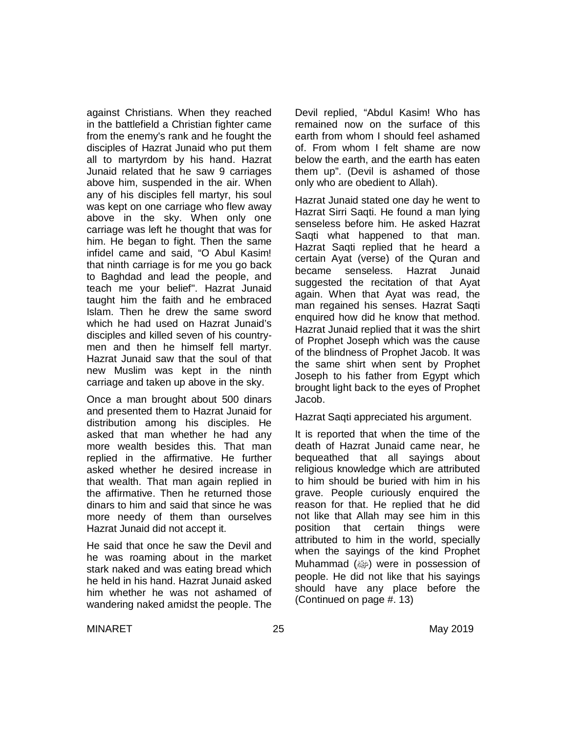against Christians. When they reached in the battlefield a Christian fighter came from the enemy's rank and he fought the disciples of Hazrat Junaid who put them all to martyrdom by his hand. Hazrat Junaid related that he saw 9 carriages above him, suspended in the air. When any of his disciples fell martyr, his soul was kept on one carriage who flew away above in the sky. When only one carriage was left he thought that was for him. He began to fight. Then the same infidel came and said, "O Abul Kasim! that ninth carriage is for me you go back to Baghdad and lead the people, and teach me your belief". Hazrat Junaid taught him the faith and he embraced Islam. Then he drew the same sword which he had used on Hazrat Junaid's disciples and killed seven of his country-men and then he himself fell martyr. Hazrat Junaid saw that the soul of that new Muslim was kept in the ninth carriage and taken up above in the sky.

Once a man brought about 500 dinars and presented them to Hazrat Junaid for distribution among his disciples. He asked that man whether he had any more wealth besides this. That man replied in the affirmative. He further asked whether he desired increase in that wealth. That man again replied in the affirmative. Then he returned those dinars to him and said that since he was more needy of them than ourselves Hazrat Junaid did not accept it.

He said that once he saw the Devil and he was roaming about in the market stark naked and was eating bread which he held in his hand. Hazrat Junaid asked him whether he was not ashamed of wandering naked amidst the people. The Devil replied, "Abdul Kasim! Who has remained now on the surface of this earth from whom I should feel ashamed of. From whom I felt shame are now below the earth, and the earth has eaten them up". (Devil is ashamed of those only who are obedient to Allah).

Hazrat Junaid stated one day he went to Hazrat Sirri Saqti. He found a man lying senseless before him. He asked Hazrat Saqti what happened to that man. Hazrat Saqti replied that he heard a certain Ayat (verse) of the Quran and became senseless. Hazrat Junaid suggested the recitation of that Ayat again. When that Ayat was read, the man regained his senses. Hazrat Saqti enquired how did he know that method. Hazrat Junaid replied that it was the shirt of Prophet Joseph which was the cause of the blindness of Prophet Jacob. It was the same shirt when sent by Prophet Joseph to his father from Egypt which brought light back to the eyes of Prophet Jacob.

Hazrat Saqti appreciated his argument.

It is reported that when the time of the death of Hazrat Junaid came near, he bequeathed that all sayings about religious knowledge which are attributed to him should be buried with him in his grave. People curiously enquired the reason for that. He replied that he did not like that Allah may see him in this position that certain things were attributed to him in the world, specially when the sayings of the kind Prophet Muhammad (ﷺ) were in possession of people. He did not like that his sayings should have any place before the (Continued on page #. 13)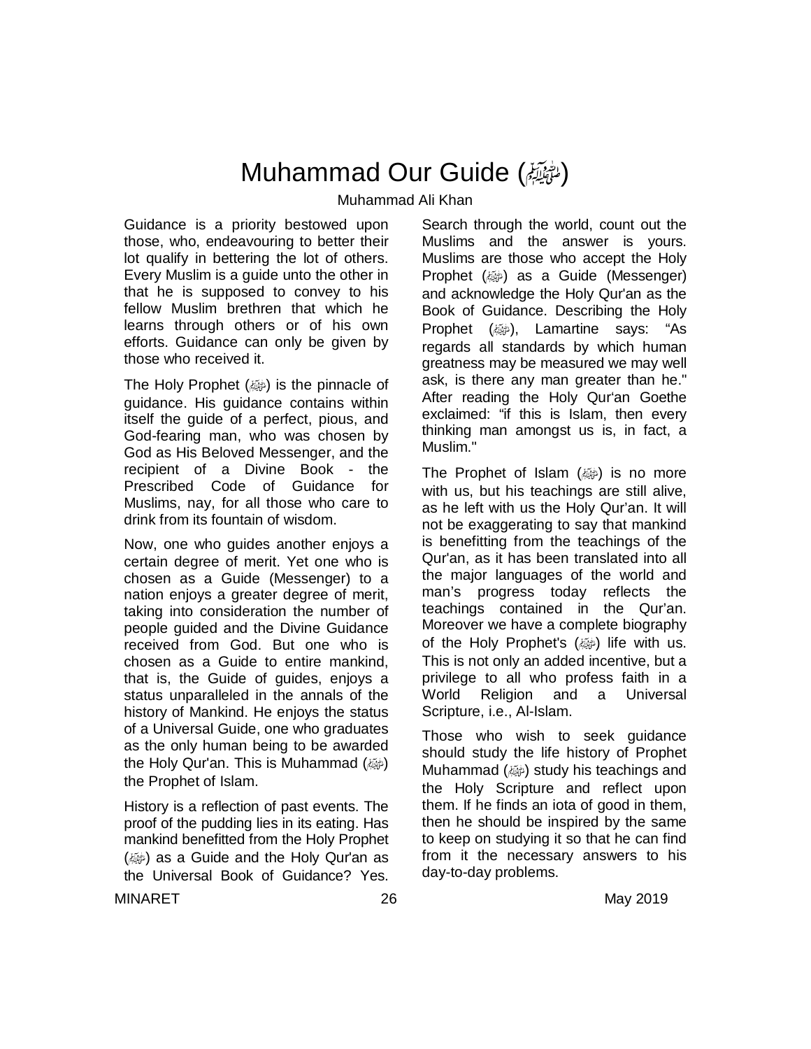# Muhammad Our Guide (ﷺ)

Muhammad Ali Khan

Guidance is a priority bestowed upon those, who, endeavouring to better their lot qualify in bettering the lot of others. Every Muslim is a guide unto the other in that he is supposed to convey to his fellow Muslim brethren that which he learns through others or of his own efforts. Guidance can only be given by those who received it.

The Holy Prophet (ﷺ) is the pinnacle of guidance. His guidance contains within itself the guide of a perfect, pious, and God-fearing man, who was chosen by God as His Beloved Messenger, and the recipient of a Divine Book - the Prescribed Code of Guidance for Muslims, nay, for all those who care to drink from its fountain of wisdom.

Now, one who guides another enjoys a certain degree of merit. Yet one who is chosen as a Guide (Messenger) to a nation enjoys a greater degree of merit, taking into consideration the number of people guided and the Divine Guidance received from God. But one who is chosen as a Guide to entire mankind, that is, the Guide of guides, enjoys a status unparalleled in the annals of the history of Mankind. He enjoys the status of a Universal Guide, one who graduates as the only human being to be awarded the Holy Qur'an. This is Muhammad (ﷺ) the Prophet of Islam.

History is a reflection of past events. The proof of the pudding lies in its eating. Has mankind benefitted from the Holy Prophet (ﷺ) as a Guide and the Holy Qur'an as the Universal Book of Guidance? Yes. Search through the world, count out the Muslims and the answer is yours. Muslims are those who accept the Holy Prophet (ﷺ) as a Guide (Messenger) and acknowledge the Holy Qur'an as the Book of Guidance. Describing the Holy Prophet (ﷺ), Lamartine says: "As regards all standards by which human greatness may be measured we may well ask, is there any man greater than he." After reading the Holy Qur'an Goethe exclaimed: "if this is Islam, then every thinking man amongst us is, in fact, a Muslim."

The Prophet of Islam (ﷺ) is no more with us, but his teachings are still alive, as he left with us the Holy Qur'an. It will not be exaggerating to say that mankind is benefitting from the teachings of the Qur'an, as it has been translated into all the major languages of the world and man's progress today reflects the teachings contained in the Qur'an. Moreover we have a complete biography of the Holy Prophet's (ﷺ) life with us. This is not only an added incentive, but a privilege to all who profess faith in a World Religion and a Universal Scripture, i.e., Al-Islam.

Those who wish to seek guidance should study the life history of Prophet Muhammad (ﷺ) study his teachings and the Holy Scripture and reflect upon them. If he finds an iota of good in them, then he should be inspired by the same to keep on studying it so that he can find from it the necessary answers to his day-to-day problems.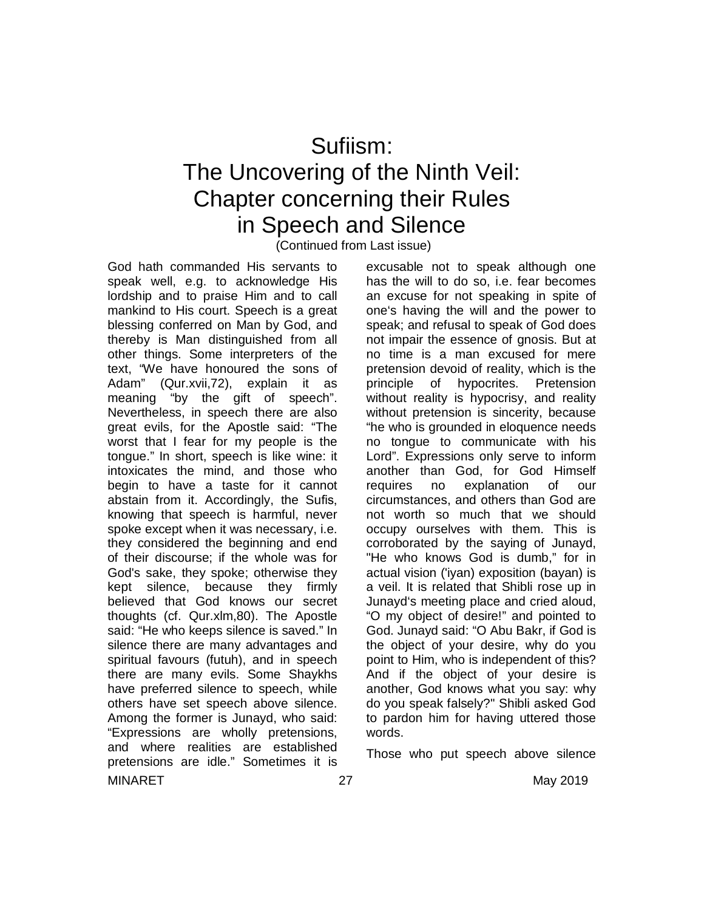# Sufiism: The Uncovering of the Ninth Veil: Chapter concerning their Rules in Speech and Silence

(Continued from Last issue)

God hath commanded His servants to speak well, e.g. to acknowledge His lordship and to praise Him and to call mankind to His court. Speech is a great blessing conferred on Man by God, and thereby is Man distinguished from all other things. Some interpreters of the text, "We have honoured the sons of Adam" (Qur.xvii,72), explain it as meaning "by the gift of speech". Nevertheless, in speech there are also great evils, for the Apostle said: "The worst that I fear for my people is the tongue." In short, speech is like wine: it intoxicates the mind, and those who begin to have a taste for it cannot abstain from it. Accordingly, the Sufis, knowing that speech is harmful, never spoke except when it was necessary, i.e. they considered the beginning and end of their discourse; if the whole was for God's sake, they spoke; otherwise they kept silence, because they firmly believed that God knows our secret thoughts (cf. Qur.xlm,80). The Apostle said: "He who keeps silence is saved." In silence there are many advantages and spiritual favours (futuh), and in speech there are many evils. Some Shaykhs have preferred silence to speech, while others have set speech above silence. Among the former is Junayd, who said: "Expressions are wholly pretensions, and where realities are established pretensions are idle." Sometimes it is excusable not to speak although one has the will to do so, i.e. fear becomes an excuse for not speaking in spite of one's having the will and the power to speak; and refusal to speak of God does not impair the essence of gnosis. But at no time is a man excused for mere pretension devoid of reality, which is the principle of hypocrites. Pretension without reality is hypocrisy, and reality without pretension is sincerity, because "he who is grounded in eloquence needs no tongue to communicate with his Lord". Expressions only serve to inform another than God, for God Himself requires no explanation of our circumstances, and others than God are not worth so much that we should occupy ourselves with them. This is corroborated by the saying of Junayd, "He who knows God is dumb," for in actual vision ('iyan) exposition (bayan) is a veil. It is related that Shibli rose up in Junayd's meeting place and cried aloud, "O my object of desire!" and pointed to God. Junayd said: "O Abu Bakr, if God is the object of your desire, why do you point to Him, who is independent of this? And if the object of your desire is another, God knows what you say: why do you speak falsely?" Shibli asked God to pardon him for having uttered those words.

Those who put speech above silence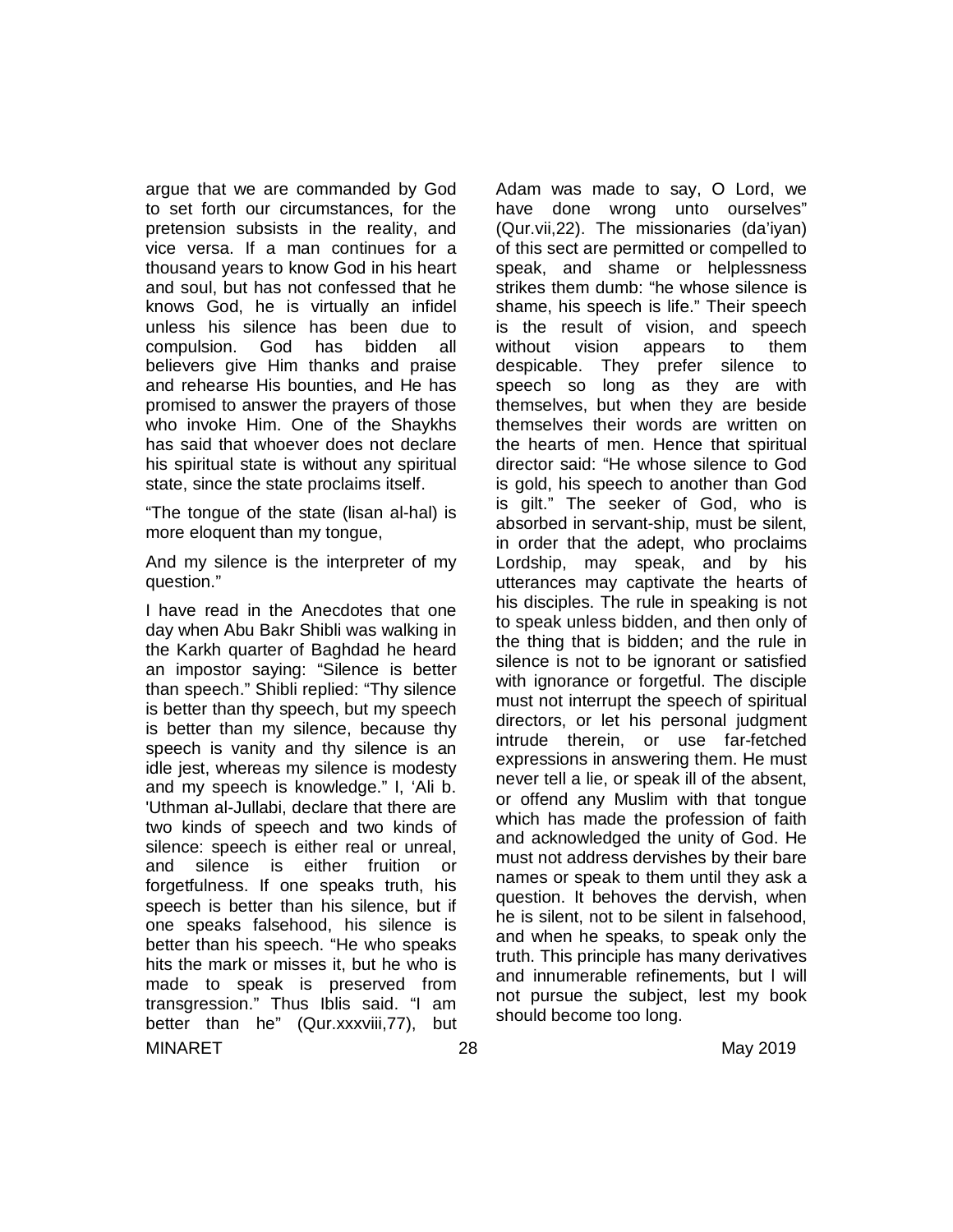argue that we are commanded by God to set forth our circumstances, for the pretension subsists in the reality, and vice versa. If a man continues for a thousand years to know God in his heart and soul, but has not confessed that he knows God, he is virtually an infidel unless his silence has been due to compulsion. God has bidden all believers give Him thanks and praise and rehearse His bounties, and He has promised to answer the prayers of those who invoke Him. One of the Shaykhs has said that whoever does not declare his spiritual state is without any spiritual state, since the state proclaims itself.

"The tongue of the state (lisan al-hal) is more eloquent than my tongue,

And my silence is the interpreter of my question."

I have read in the Anecdotes that one day when Abu Bakr Shibli was walking in the Karkh quarter of Baghdad he heard an impostor saying: "Silence is better than speech." Shibli replied: "Thy silence is better than thy speech, but my speech is better than my silence, because thy speech is vanity and thy silence is an idle jest, whereas my silence is modesty and my speech is knowledge." I, 'Ali b. 'Uthman al-Jullabi, declare that there are two kinds of speech and two kinds of silence: speech is either real or unreal, and silence is either fruition or forgetfulness. If one speaks truth, his speech is better than his silence, but if one speaks falsehood, his silence is better than his speech. "He who speaks hits the mark or misses it, but he who is made to speak is preserved from transgression." Thus Iblis said. "I am better than he" (Qur.xxxviii,77), but Adam was made to say, O Lord, we have done wrong unto ourselves" (Qur.vii,22). The missionaries (da'iyan) of this sect are permitted or compelled to speak, and shame or helplessness strikes them dumb: "he whose silence is shame, his speech is life." Their speech is the result of vision, and speech without vision appears to them despicable. They prefer silence to speech so long as they are with themselves, but when they are beside themselves their words are written on the hearts of men. Hence that spiritual director said: "He whose silence to God is gold, his speech to another than God is gilt." The seeker of God, who is absorbed in servant-ship, must be silent, in order that the adept, who proclaims Lordship, may speak, and by his utterances may captivate the hearts of his disciples. The rule in speaking is not to speak unless bidden, and then only of the thing that is bidden; and the rule in silence is not to be ignorant or satisfied with ignorance or forgetful. The disciple must not interrupt the speech of spiritual directors, or let his personal judgment intrude therein, or use far-fetched expressions in answering them. He must never tell a lie, or speak ill of the absent, or offend any Muslim with that tongue which has made the profession of faith and acknowledged the unity of God. He must not address dervishes by their bare names or speak to them until they ask a question. It behoves the dervish, when he is silent, not to be silent in falsehood, and when he speaks, to speak only the truth. This principle has many derivatives and innumerable refinements, but I will not pursue the subject, lest my book should become too long.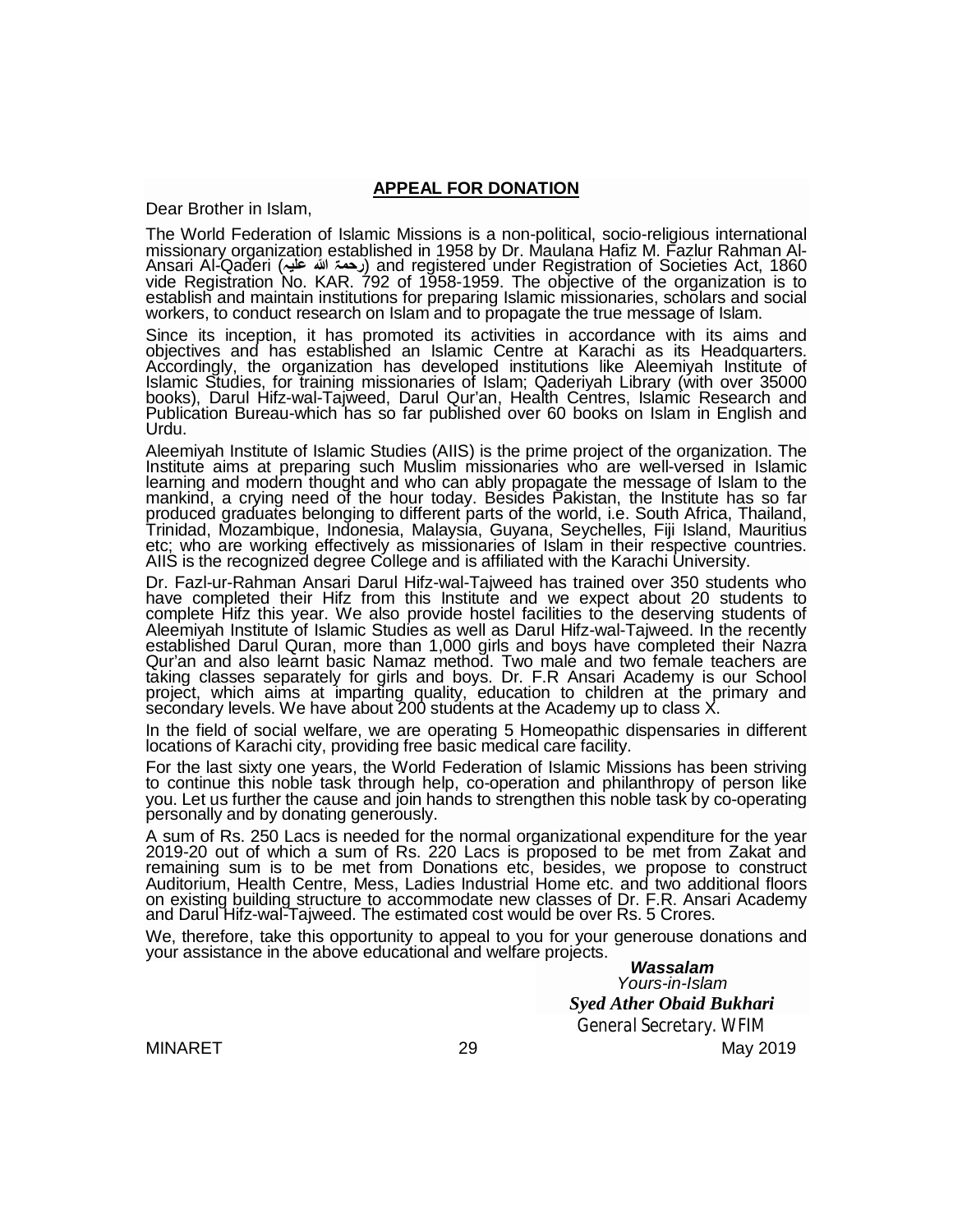## APPEAL FOR DONATION

Dear Brother in Islam,

The World Federation of Islamic Missions is a non-political, socio-religious international missionary organization established in 1958 by Dr. Maulana Hafiz M. Fazlur Rahman Al-Ansari Al-Qaderi (رحمۃ اللہ علیہ) and registered under Registration of Societies Act, 1860 vide Registration No. KAR. 792 of 1958-1959. The objective of the organization is to establish and maintain institutions for preparing Islamic missionaries, scholars and social workers, to conduct research on Islam and to propagate the true message of Islam.

Since its inception, it has promoted its activities in accordance with its aims and objectives and has established an Islamic Centre at Karachi as its Headquarters. Accordingly, the organization has developed institutions like Aleemiyah Institute of Islamic Studies, for training missionaries of Islam; Qaderiyah Library (with over 35000 books), Darul Hifz-wal-Tajweed, Darul Qur'an, Health Centres, Islamic Research and Publication Bureau-which has so far published over 60 books on Islam in English and Urdu.

Aleemiyah Institute of Islamic Studies (AIIS) is the prime project of the organization. The Institute aims at preparing such Muslim missionaries who are well-versed in Islamic learning and modern thought and who can ably propagate the message of Islam to the mankind, a crying need of the hour today. Besides Pakistan, the Institute has so far produced graduates belonging to different parts of the world, i.e. South Africa, Thailand, Trinidad, Mozambique, Indonesia, Malaysia, Guyana, Seychelles, Fiji Island, Mauritius etc; who are working effectively as missionaries of Islam in their respective countries. AIIS is the recognized degree College and is affiliated with the Karachi University.

Dr. Fazl-ur-Rahman Ansari Darul Hifz-wal-Tajweed has trained over 350 students who have completed their Hifz from this Institute and we expect about 20 students to complete Hifz this year. We also provide hostel facilities to the deserving students of Aleemiyah Institute of Islamic Studies as well as Darul Hifz-wal-Tajweed. In the recently established Darul Quran, more than 1,000 girls and boys have completed their Nazra Qur'an and also learnt basic Namaz method. Two male and two female teachers are taking classes separately for girls and boys. Dr. F.R Ansari Academy is our School project, which aims at imparting quality, education to children at the primary and secondary levels. We have about 200 students at the Academy up to class X.

In the field of social welfare, we are operating 5 Homeopathic dispensaries in different locations of Karachi city, providing free basic medical care facility.

For the last sixty one years, the World Federation of Islamic Missions has been striving to continue this noble task through help, co-operation and philanthropy of person like you. Let us further the cause and join hands to strengthen this noble task by co-operating personally and by donating generously.

A sum of Rs. 250 Lacs is needed for the normal organizational expenditure for the year 2019-20 out of which a sum of Rs. 220 Lacs is proposed to be met from Zakat and remaining sum is to be met from Donations etc, besides, we propose to construct Auditorium, Health Centre, Mess, Ladies Industrial Home etc. and two additional floors on existing building structure to accommodate new classes of Dr. F.R. Ansari Academy and Darul Hifz-wal-Tajweed. The estimated cost would be over Rs. 5 Crores.

We, therefore, take this opportunity to appeal to you for your generouse donations and your assistance in the above educational and welfare projects.

***Wassalam***
*Yours-in-Islam*
***Syed Ather Obaid Bukhari***
General Secretary. WFIM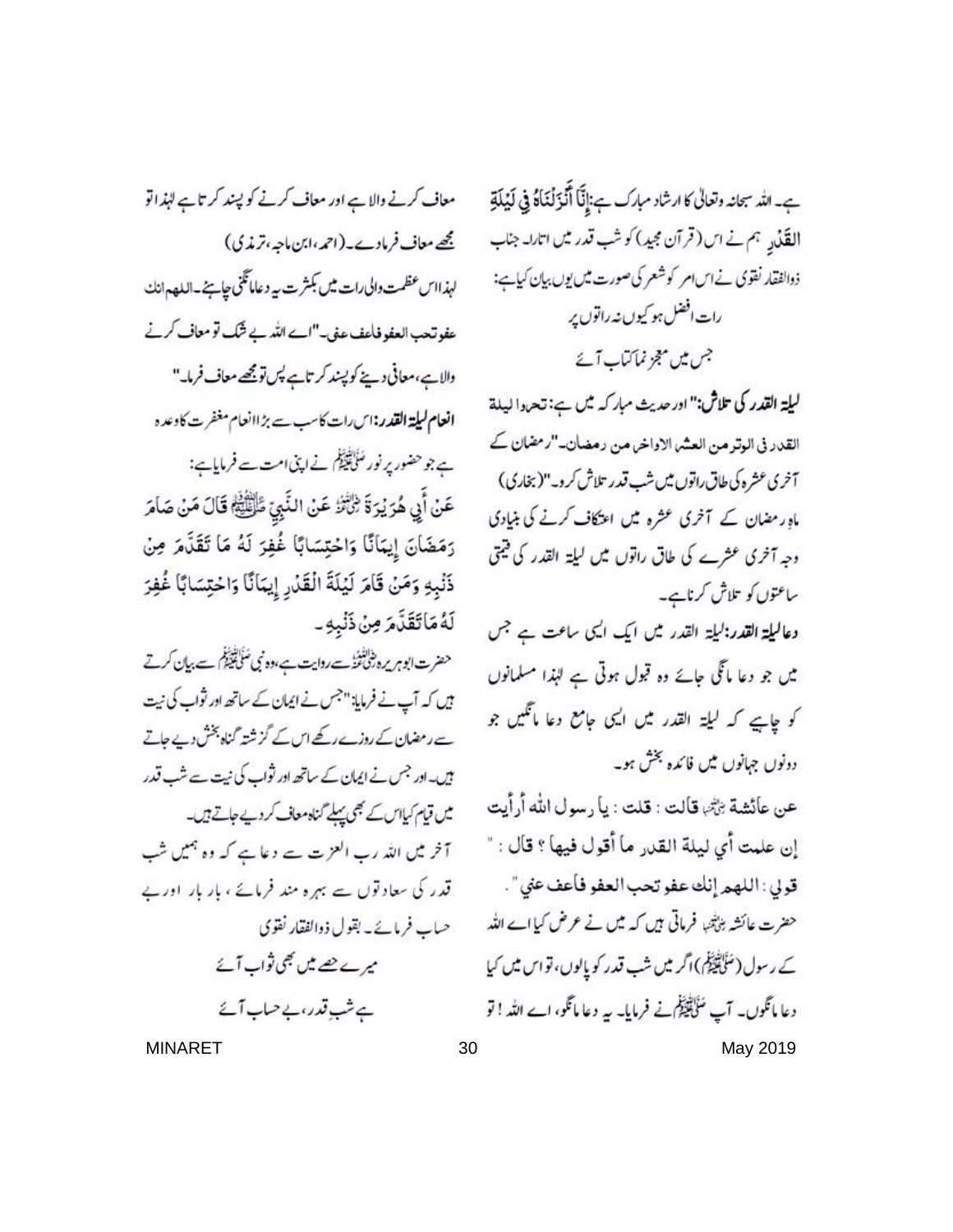ہے۔ اللہ سبحانہ وتعالیٰ کا ارشاد مبارک ہے:إِنَّا أَنْزَلْنَاهُ فِي لَيْلَةِ الْقَدْرِ ہم نے اس (قرآن مجید) کو شب قدر میں اتارا۔ جناب ذوالفقار نقوی نے اس امر کو شعر کی صورت میں یوں بیان کیا ہے:

رات افضل ہو کیوں نہ راتوں پر
جس میں معجز نما کتاب آئے

**لیلۃ القدر کی تلاش:** اور حدیث مبارکہ میں ہے: تحروا لیلۃ القدر فی الوتر من العشر الاواخر من رمضان۔"رمضان کے آخری عشرہ کی طاق راتوں میں شب قدر تلاش کرو۔"(بخاری)
ماہِ رمضان کے آخری عشرہ میں اعتکاف کرنے کی بنیادی وجہ آخری عشرے کی طاق راتوں میں لیلۃ القدر کی قیمتی ساعتوں کو تلاش کرنا ہے۔

**دعا لیلۃ القدر:** لیلۃ القدر میں ایک ایسی ساعت ہے جس میں جو دعا مانگی جائے وہ قبول ہوتی ہے لہٰذا مسلمانوں کو چاہیے کہ لیلۃ القدر میں ایسی جامع دعا مانگیں جو دونوں جہانوں میں فائدہ بخش ہو۔

عن عائشة رضی اللہ عنہا قالت : يا رسول الله أرأيت إن علمت أي ليلة القدر ما أقول فيها ؟ قال : " قولي : اللهم إنك عفو تحب العفو فاعف عني" .

حضرت عائشہ رضی اللہ عنہا فرماتی ہیں کہ میں نے عرض کیا اے اللہ کے رسول (صلی اللہ علیہ وسلم) اگر میں شب قدر کو پالوں، تو اس میں کیا دعا مانگوں۔ آپ صلی اللہ علیہ وسلم نے فرمایا۔ یہ دعا مانگو، اے اللہ ! تو معاف کرنے والا ہے اور معاف کرنے کو پسند کرتا ہے لہٰذا تو مجھے معاف فرما دے۔(احمد، ابن ماجہ، ترمذی)

لہٰذا اس عظمت والی رات میں بکثرت یہ دعا مانگنی چاہئے۔ اللھم انك عفو تحب العفو فاعف عنی۔ "اے اللہ بے شک تو معاف کرنے والا ہے، معافی دینے کو پسند کرتا ہے پس تو مجھے معاف فرما۔"

**انعام لیلۃ القدر:** اس رات کا سب سے بڑا انعام مغفرت کا وعدہ ہے جو حضور پر نور صلی اللہ علیہ وسلم نے اپنی امت سے فرمایا ہے:

عَنْ أَبِي هُرَيْرَةَ رضی اللہ عنہ عَنْ النَّبِيِّ صلی اللہ علیہ وسلم قَالَ مَنْ صَامَ رَمَضَانَ إِيمَانًا وَاحْتِسَابًا غُفِرَ لَهُ مَا تَقَدَّمَ مِنْ ذَنْبِهِ وَمَنْ قَامَ لَيْلَةَ الْقَدْرِ إِيمَانًا وَاحْتِسَابًا غُفِرَ لَهُ مَا تَقَدَّمَ مِنْ ذَنْبِهِ۔

حضرت ابوہریرہ رضی اللہ عنہ سے روایت ہے، وہ نبی صلی اللہ علیہ وسلم سے بیان کرتے ہیں کہ آپ نے فرمایا: "جس نے ایمان کے ساتھ اور ثواب کی نیت سے رمضان کے روزے رکھے اس کے گزشتہ گناہ بخش دیے جاتے ہیں۔ اور جس نے ایمان کے ساتھ اور ثواب کی نیت سے شب قدر میں قیام کیا اس کے بھی پہلے گناہ معاف کر دیے جاتے ہیں۔

آخر میں اللہ رب العزت سے دعا ہے کہ وہ ہمیں شب قدر کی سعادتوں سے بہرہ مند فرمائے، بار بار اور بے حساب فرمائے۔ بقول ذوالفقار نقوی

میرے حصے میں بھی ثواب آئے
ہے شبِ قدر، بے حساب آئے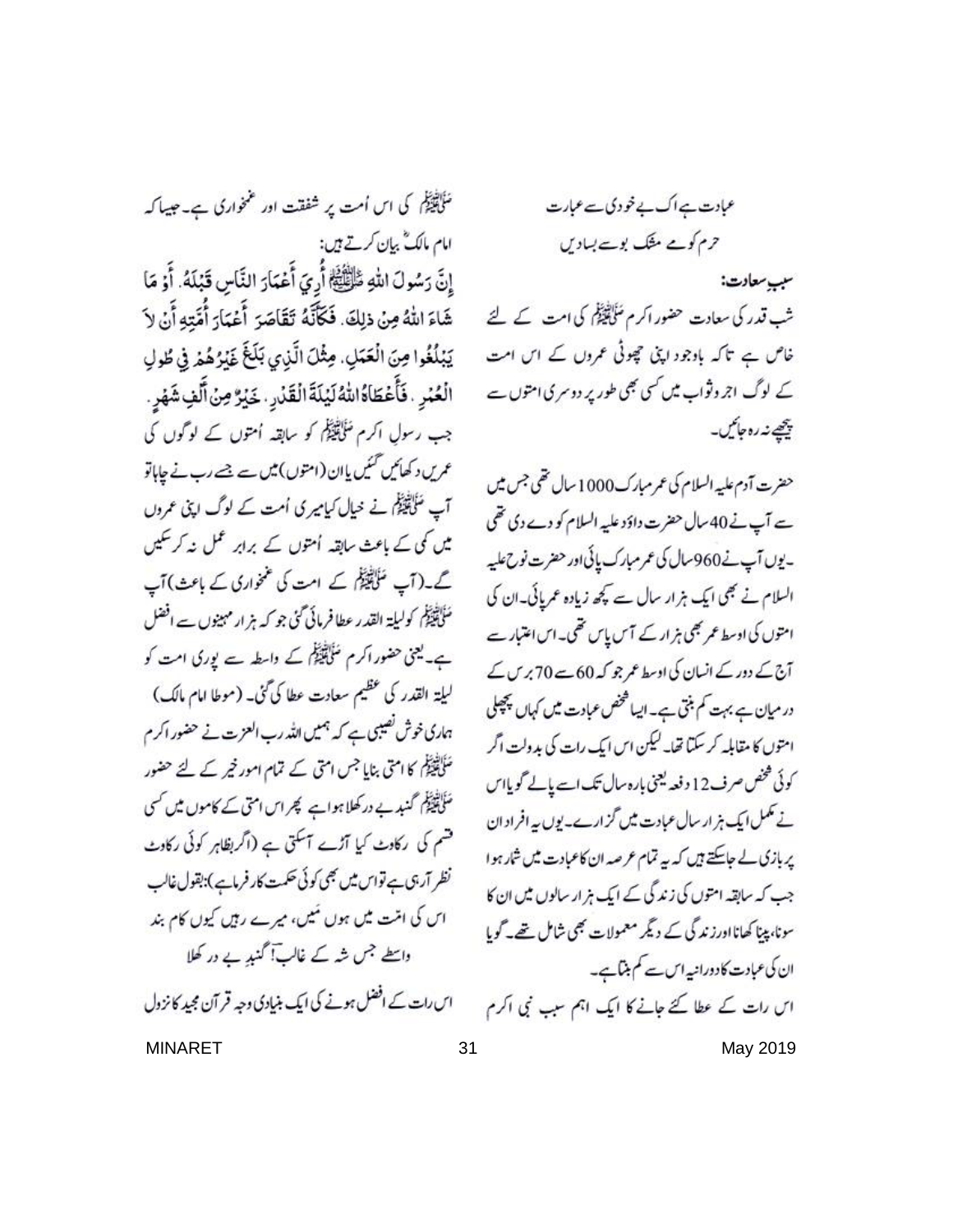عبادت ہے اک بے خودی سے عبارت

حرم کو مے مشک بو سے بسادیں

**سببِ سعادت:**

شب قدر کی سعادت حضور اکرم ﷺ کی امت کے لئے خاص ہے تاکہ باوجود اپنی چھوٹی عمروں کے اس امت کے لوگ اجر وثواب میں کسی بھی طور پر دوسری امتوں سے پیچھے نہ رہ جائیں۔

حضرت آدم علیہ السلام کی عمر مبارک 1000 سال تھی جس میں سے آپ نے 40 سال حضرت داؤد علیہ السلام کو دے دی تھی۔ یوں آپ نے 960 سال کی عمر مبارک پائی اور حضرت نوح علیہ السلام نے بھی ایک ہزار سال سے کچھ زیادہ عمر پائی۔ ان کی امتوں کی اوسط عمر بھی ہزار کے آس پاس تھی۔ اس اعتبار سے آج کے دور کے انسان کی اوسط عمر جو کہ 60 سے 70 برس کے درمیان ہے بہت کم بنتی ہے۔ ایسا شخص عبادت میں کہاں پچھلی امتوں کا مقابلہ کر سکتا تھا۔ لیکن اس ایک رات کی بدولت اگر کوئی شخص صرف 12 دفعہ یعنی بارہ سال تک اسے پالے گویا اس نے مکمل ایک ہزار سال عبادت میں گزارے۔ یوں یہ افراد ان پر بازی لے جاسکتے ہیں کہ یہ تمام عرصہ ان کا عبادت میں شمار ہوا جب کہ سابقہ امتوں کی زندگی کے ایک ہزار سالوں میں ان کا سونا، پینا کھانا اور زندگی کے دیگر معمولات بھی شامل تھے۔ گویا ان کی عبادت کا دورانیہ اس سے کم بنتا ہے۔

اس رات کے عطا کئے جانے کا ایک اہم سبب نبی اکرم ﷺ کی اس اُمت پر شفقت اور غمخواری ہے۔ جیسا کہ امام مالکؒ بیان کرتے ہیں:

إِنَّ رَسُولَ اللهِ ﷺ أُرِيَ أَعْمَارَ النَّاسِ قَبْلَهُ. أَوْ مَا شَاءَ اللهُ مِنْ ذٰلِكَ. فَكَأَنَّهُ تَقَاصَرَ أَعْمَارَ أُمَّتِهِ أَنْ لاَ يَبْلُغُوا مِنَ الْعَمَلِ، مِثْلَ الَّذِي بَلَغَ غَيْرُهُمْ فِي طُولِ الْعُمُرِ. فَأَعْطَاهُ اللهُ لَيْلَةَ الْقَدْرِ، خَيْرٌ مِنْ أَلْفِ شَهْرٍ.

جب رسولِ اکرم ﷺ کو سابقہ اُمتوں کے لوگوں کی عمریں دکھائیں گئیں یا ان (امتوں) میں سے جسے رب نے چاہا تو آپ ﷺ نے خیال کیا میری اُمت کے لوگ اپنی عمروں میں کمی کے باعث سابقہ اُمتوں کے برابر عمل نہ کرسکیں گے۔ (آپ ﷺ کے امت کی غمخواری کے باعث) آپ ﷺ کو لیلۃ القدر عطا فرمائی گئی جو کہ ہزار مہینوں سے افضل ہے۔ یعنی حضور اکرم ﷺ کے واسطہ سے پوری امت کو لیلۃ القدر کی عظیم سعادت عطا کی گئی۔ (موطا امام مالک)

ہماری خوش نصیبی ہے کہ ہمیں اللہ رب العزت نے حضور اکرم ﷺ کا امتی بنایا جس امتی کے تمام امور خیر کے لئے حضور ﷺ گنبدِ بے در کھلا ہوا ہے پھر اس امتی کے کاموں میں کسی قسم کی رکاوٹ کیا آڑے آسکتی ہے (اگر بظاہر کوئی رکاوٹ نظر آرہی ہے تو اس میں بھی کوئی حکمت کار فرما ہے): بقول غالب

اس کی امت میں ہوں مَیں، میرے رہیں کیوں کام بند

واسطے جس شہ کے غالبؔ! گنبدِ بے در کھلا

اس رات کے افضل ہونے کی ایک بنیادی وجہ قرآن مجید کا نزول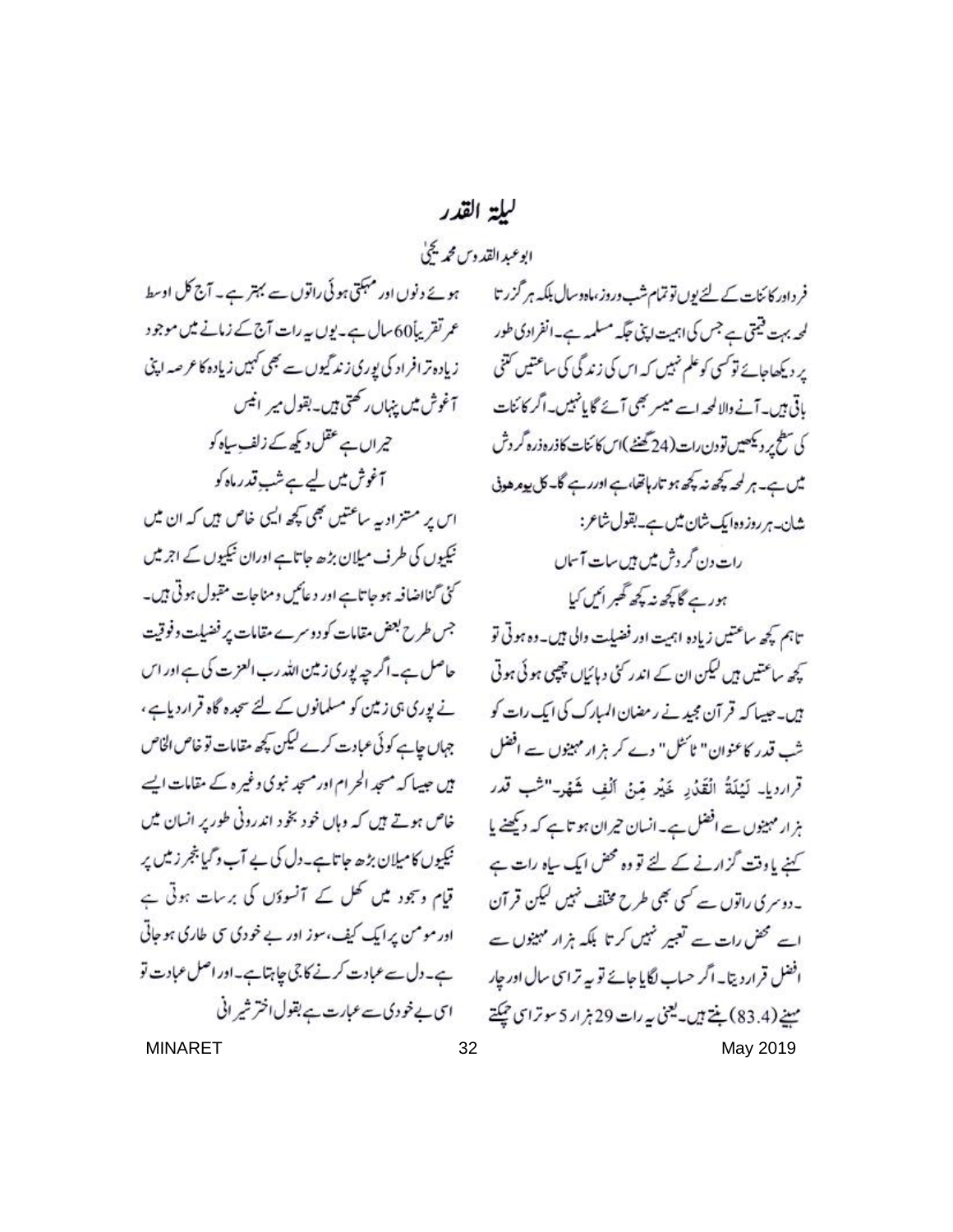# لیلۃ القدر

ابو عبد القدوس محمد یحییٰ

فرد اور کائنات کے لئے یوں تو تمام شب و روز، ماہ و سال بلکہ ہر گزرتا لمحہ بہت قیمتی ہے جس کی اہمیت اپنی جگہ مسلمہ ہے۔ انفرادی طور پر دیکھا جائے تو کسی کو علم نہیں کہ اس کی زندگی کی ساعتیں کتنی باقی ہیں۔ آنے والا لمحہ اسے میسر بھی آئے گا یا نہیں۔ اگر کائنات کی سطح پر دیکھیں تو دن رات (24 گھنٹے) اس کائنات کا ذرہ ذرہ گردش میں ہے۔ ہر لمحہ کچھ نہ کچھ ہو تا رہا تھا، ہے اور رہے گا۔ کل یوم ھوفی شان۔ ہر روز وہ ایک شان میں ہے۔ بقول شاعر:

رات دن گردش میں ہیں سات آسماں
ہو رہے گا کچھ نہ کچھ گھبرائیں کیا

تاہم کچھ ساعتیں زیادہ اہمیت اور فضیلت والی ہیں۔ وہ ہوتی تو کچھ ساعتیں ہیں لیکن ان کے اندر کئی دہائیاں چھپی ہوئی ہوتی ہیں۔ جیسا کہ قرآن مجید نے رمضان المبارک کی ایک رات کو شب قدر کا عنوان "ٹائٹل" دے کر ہزار مہینوں سے افضل قرار دیا۔ لَیْلَۃُ الْقَدْرِ خَیْرٌ مِّنْ اَلْفِ شَھْرٍ۔ "شب قدر ہزار مہینوں سے افضل ہے۔ انسان حیران ہوتا ہے کہ دیکھنے یا کہنے یا وقت گزارنے کے لئے تو وہ محض ایک سیاہ رات ہے ۔ دوسری راتوں سے کسی بھی طرح مختلف نہیں لیکن قرآن اسے محض رات سے تعبیر نہیں کرتا بلکہ ہزار مہینوں سے افضل قرار دیتا۔ اگر حساب لگایا جائے تو یہ تراسی سال اور چار مہینے (83.4) بنتے ہیں۔ یعنی یہ رات 29 ہزار 5 سو تراسی چمکتے ہوئے دنوں اور مہکتی ہوئی راتوں سے بہتر ہے۔ آج کل اوسط عمر تقریباً 60 سال ہے۔ یوں یہ رات آج کے زمانے میں موجود زیادہ تر افراد کی پوری زندگیوں سے بھی کہیں زیادہ کا عرصہ اپنی آغوش میں پنہاں رکھتی ہیں۔ بقول میر انیس

حیراں ہے عقل دیکھ کے زلفِ سیاہ کو
آغوش میں لیے ہے شبِ قدر ماہ کو

اس پر مستزاد یہ ساعتیں بھی کچھ ایسی خاص ہیں کہ ان میں نیکیوں کی طرف میلان بڑھ جاتا ہے اور ان نیکیوں کے اجر میں کئی گنا اضافہ ہو جاتا ہے اور دعائیں و مناجات مقبول ہوتی ہیں۔ جس طرح بعض مقامات کو دوسرے مقامات پر فضیلت و فوقیت حاصل ہے۔ اگرچہ پوری زمین اللہ رب العزت کی ہے اور اس نے پوری ہی زمین کو مسلمانوں کے لئے سجدہ گاہ قرار دیا ہے، جہاں چاہے کوئی عبادت کرے لیکن کچھ مقامات تو خاص الخاص ہیں جیسا کہ مسجد الحرام اور مسجد نبوی وغیرہ کے مقامات ایسے خاص ہوتے ہیں کہ وہاں خود بخود اندرونی طور پر انسان میں نیکیوں کا میلان بڑھ جاتا ہے۔ دل کی بے آب و گیا بنجر زمین پر قیام و سجود میں کھل کے آنسوؤں کی برسات ہوتی ہے اور مومن پر ایک کیف، سوز اور بے خودی سی طاری ہو جاتی ہے۔ دل سے عبادت کرنے کا جی چاہتا ہے۔ اور اصل عبادت تو اسی بے خودی سے عبارت ہے بقول اختر شیرانی